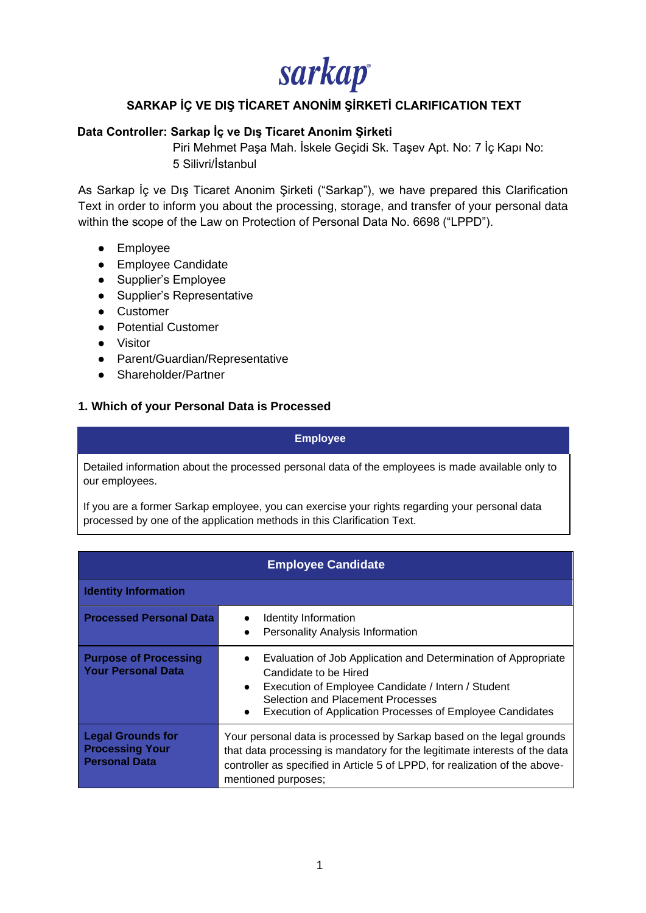sarkap

# SARKAP İÇ VE DIŞ TİCARET ANONİM ŞİRKETİ CLARIFICATION TEXT

**Data Controller: Sarkap İç ve Dış Ticaret Anonim Şirketi**
Piri Mehmet Paşa Mah. İskele Geçidi Sk. Taşev Apt. No: 7 İç Kapı No: 5 Silivri/İstanbul

As Sarkap İç ve Dış Ticaret Anonim Şirketi ("Sarkap"), we have prepared this Clarification Text in order to inform you about the processing, storage, and transfer of your personal data within the scope of the Law on Protection of Personal Data No. 6698 ("LPPD").

- Employee
- Employee Candidate
- Supplier's Employee
- Supplier's Representative
- Customer
- Potential Customer
- Visitor
- Parent/Guardian/Representative
- Shareholder/Partner

## 1. Which of your Personal Data is Processed

| Employee |
|---|
| Detailed information about the processed personal data of the employees is made available only to our employees.<br><br>If you are a former Sarkap employee, you can exercise your rights regarding your personal data processed by one of the application methods in this Clarification Text. |

| Employee Candidate | |
|---|---|
| **Identity Information** | |
| **Processed Personal Data** | • Identity Information<br>• Personality Analysis Information |
| **Purpose of Processing Your Personal Data** | • Evaluation of Job Application and Determination of Appropriate Candidate to be Hired<br>• Execution of Employee Candidate / Intern / Student Selection and Placement Processes<br>• Execution of Application Processes of Employee Candidates |
| **Legal Grounds for Processing Your Personal Data** | Your personal data is processed by Sarkap based on the legal grounds that data processing is mandatory for the legitimate interests of the data controller as specified in Article 5 of LPPD, for realization of the above-mentioned purposes; |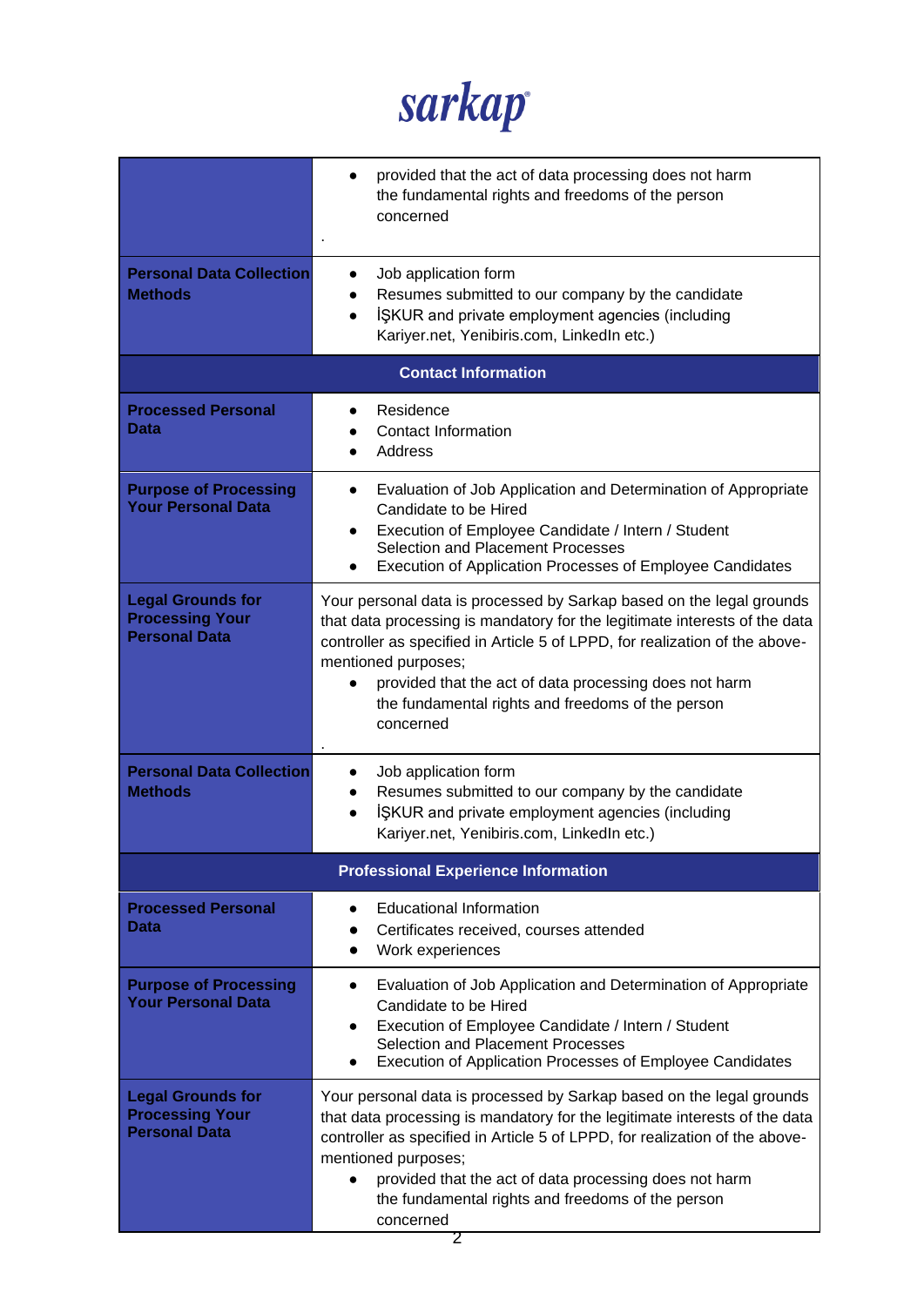|  |  |
|---|---|
|  | • provided that the act of data processing does not harm the fundamental rights and freedoms of the person concerned<br><br>. |
| **Personal Data Collection Methods** | • Job application form<br>• Resumes submitted to our company by the candidate<br>• İŞKUR and private employment agencies (including Kariyer.net, Yenibiris.com, LinkedIn etc.) |
| **Contact Information** | |
| **Processed Personal Data** | • Residence<br>• Contact Information<br>• Address |
| **Purpose of Processing Your Personal Data** | • Evaluation of Job Application and Determination of Appropriate Candidate to be Hired<br>• Execution of Employee Candidate / Intern / Student Selection and Placement Processes<br>• Execution of Application Processes of Employee Candidates |
| **Legal Grounds for Processing Your Personal Data** | Your personal data is processed by Sarkap based on the legal grounds that data processing is mandatory for the legitimate interests of the data controller as specified in Article 5 of LPPD, for realization of the above-mentioned purposes;<br>• provided that the act of data processing does not harm the fundamental rights and freedoms of the person concerned<br><br>. |
| **Personal Data Collection Methods** | • Job application form<br>• Resumes submitted to our company by the candidate<br>• İŞKUR and private employment agencies (including Kariyer.net, Yenibiris.com, LinkedIn etc.) |
| **Professional Experience Information** | |
| **Processed Personal Data** | • Educational Information<br>• Certificates received, courses attended<br>• Work experiences |
| **Purpose of Processing Your Personal Data** | • Evaluation of Job Application and Determination of Appropriate Candidate to be Hired<br>• Execution of Employee Candidate / Intern / Student Selection and Placement Processes<br>• Execution of Application Processes of Employee Candidates |
| **Legal Grounds for Processing Your Personal Data** | Your personal data is processed by Sarkap based on the legal grounds that data processing is mandatory for the legitimate interests of the data controller as specified in Article 5 of LPPD, for realization of the above-mentioned purposes;<br>• provided that the act of data processing does not harm the fundamental rights and freedoms of the person concerned |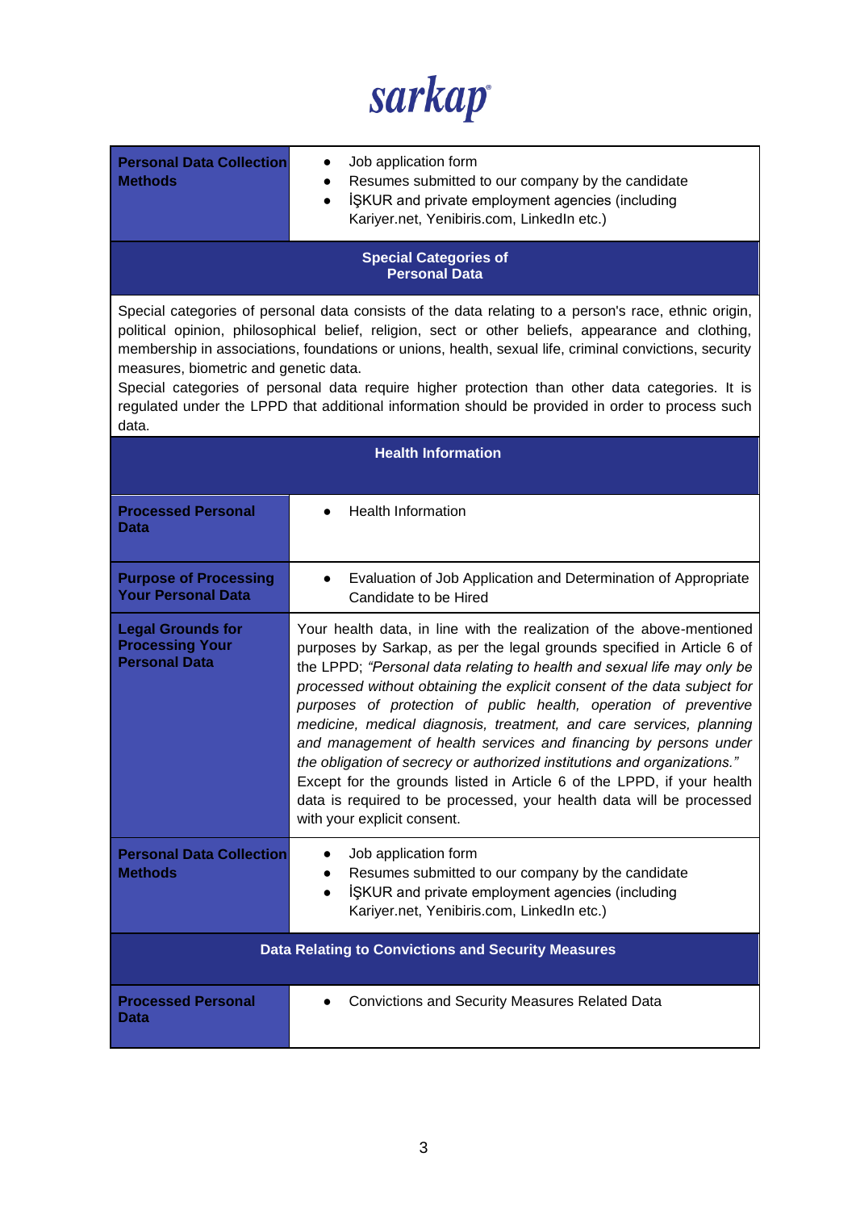| | |
|---|---|
| **Personal Data Collection Methods** | • Job application form<br>• Resumes submitted to our company by the candidate<br>• İŞKUR and private employment agencies (including Kariyer.net, Yenibiris.com, LinkedIn etc.) |

## Special Categories of Personal Data

Special categories of personal data consists of the data relating to a person's race, ethnic origin, political opinion, philosophical belief, religion, sect or other beliefs, appearance and clothing, membership in associations, foundations or unions, health, sexual life, criminal convictions, security measures, biometric and genetic data.

Special categories of personal data require higher protection than other data categories. It is regulated under the LPPD that additional information should be provided in order to process such data.

### Health Information

| | |
|---|---|
| **Processed Personal Data** | • Health Information |
| **Purpose of Processing Your Personal Data** | • Evaluation of Job Application and Determination of Appropriate Candidate to be Hired |
| **Legal Grounds for Processing Your Personal Data** | Your health data, in line with the realization of the above-mentioned purposes by Sarkap, as per the legal grounds specified in Article 6 of the LPPD; *"Personal data relating to health and sexual life may only be processed without obtaining the explicit consent of the data subject for purposes of protection of public health, operation of preventive medicine, medical diagnosis, treatment, and care services, planning and management of health services and financing by persons under the obligation of secrecy or authorized institutions and organizations."* Except for the grounds listed in Article 6 of the LPPD, if your health data is required to be processed, your health data will be processed with your explicit consent. |
| **Personal Data Collection Methods** | • Job application form<br>• Resumes submitted to our company by the candidate<br>• İŞKUR and private employment agencies (including Kariyer.net, Yenibiris.com, LinkedIn etc.) |

### Data Relating to Convictions and Security Measures

| | |
|---|---|
| **Processed Personal Data** | • Convictions and Security Measures Related Data |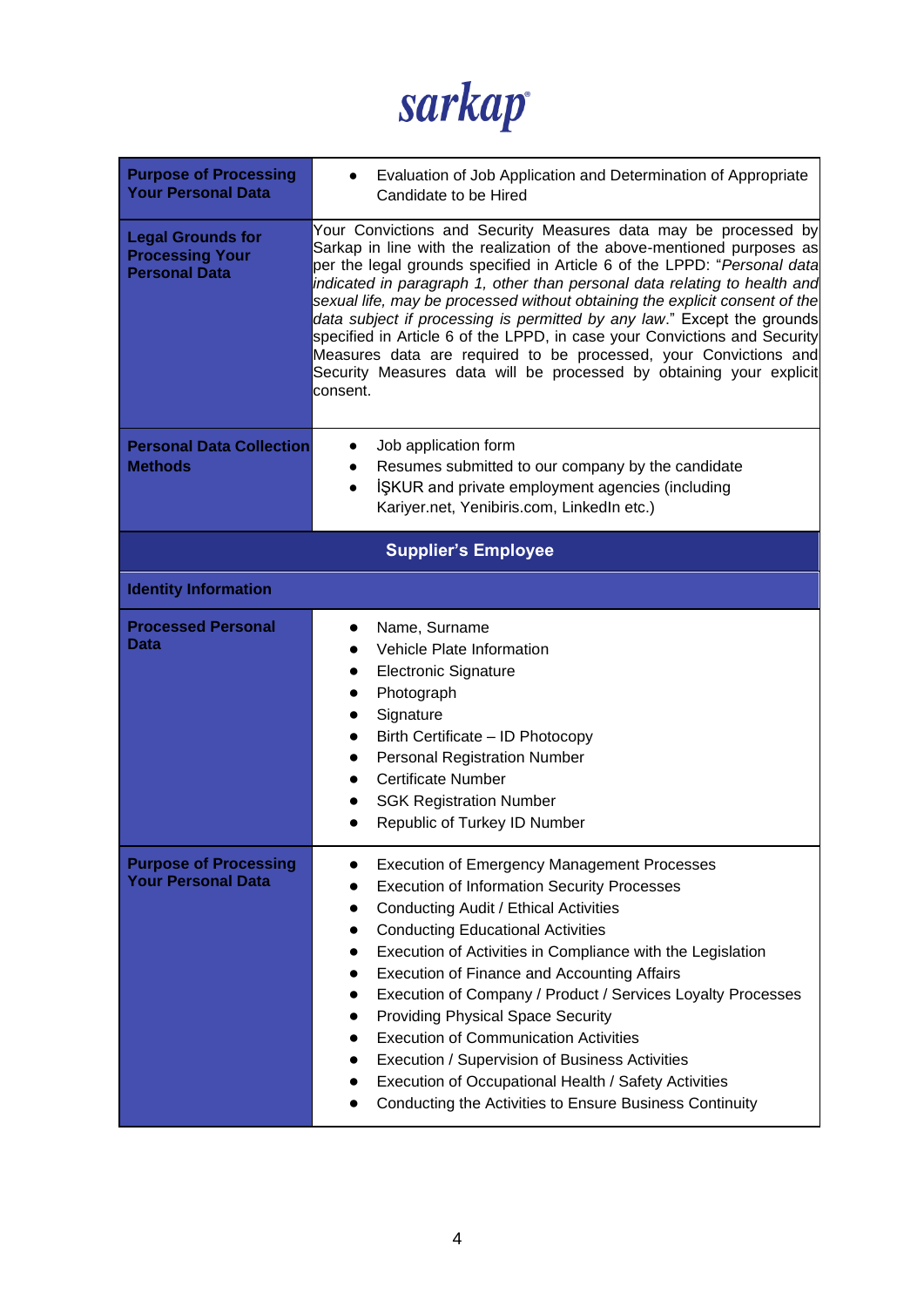| | |
|---|---|
| **Purpose of Processing Your Personal Data** | • Evaluation of Job Application and Determination of Appropriate Candidate to be Hired |
| **Legal Grounds for Processing Your Personal Data** | Your Convictions and Security Measures data may be processed by Sarkap in line with the realization of the above-mentioned purposes as per the legal grounds specified in Article 6 of the LPPD: "*Personal data indicated in paragraph 1, other than personal data relating to health and sexual life, may be processed without obtaining the explicit consent of the data subject if processing is permitted by any law*." Except the grounds specified in Article 6 of the LPPD, in case your Convictions and Security Measures data are required to be processed, your Convictions and Security Measures data will be processed by obtaining your explicit consent. |
| **Personal Data Collection Methods** | • Job application form<br>• Resumes submitted to our company by the candidate<br>• İŞKUR and private employment agencies (including Kariyer.net, Yenibiris.com, LinkedIn etc.) |
| **Supplier's Employee** | |
| **Identity Information** | |
| **Processed Personal Data** | • Name, Surname<br>• Vehicle Plate Information<br>• Electronic Signature<br>• Photograph<br>• Signature<br>• Birth Certificate – ID Photocopy<br>• Personal Registration Number<br>• Certificate Number<br>• SGK Registration Number<br>• Republic of Turkey ID Number |
| **Purpose of Processing Your Personal Data** | • Execution of Emergency Management Processes<br>• Execution of Information Security Processes<br>• Conducting Audit / Ethical Activities<br>• Conducting Educational Activities<br>• Execution of Activities in Compliance with the Legislation<br>• Execution of Finance and Accounting Affairs<br>• Execution of Company / Product / Services Loyalty Processes<br>• Providing Physical Space Security<br>• Execution of Communication Activities<br>• Execution / Supervision of Business Activities<br>• Execution of Occupational Health / Safety Activities<br>• Conducting the Activities to Ensure Business Continuity |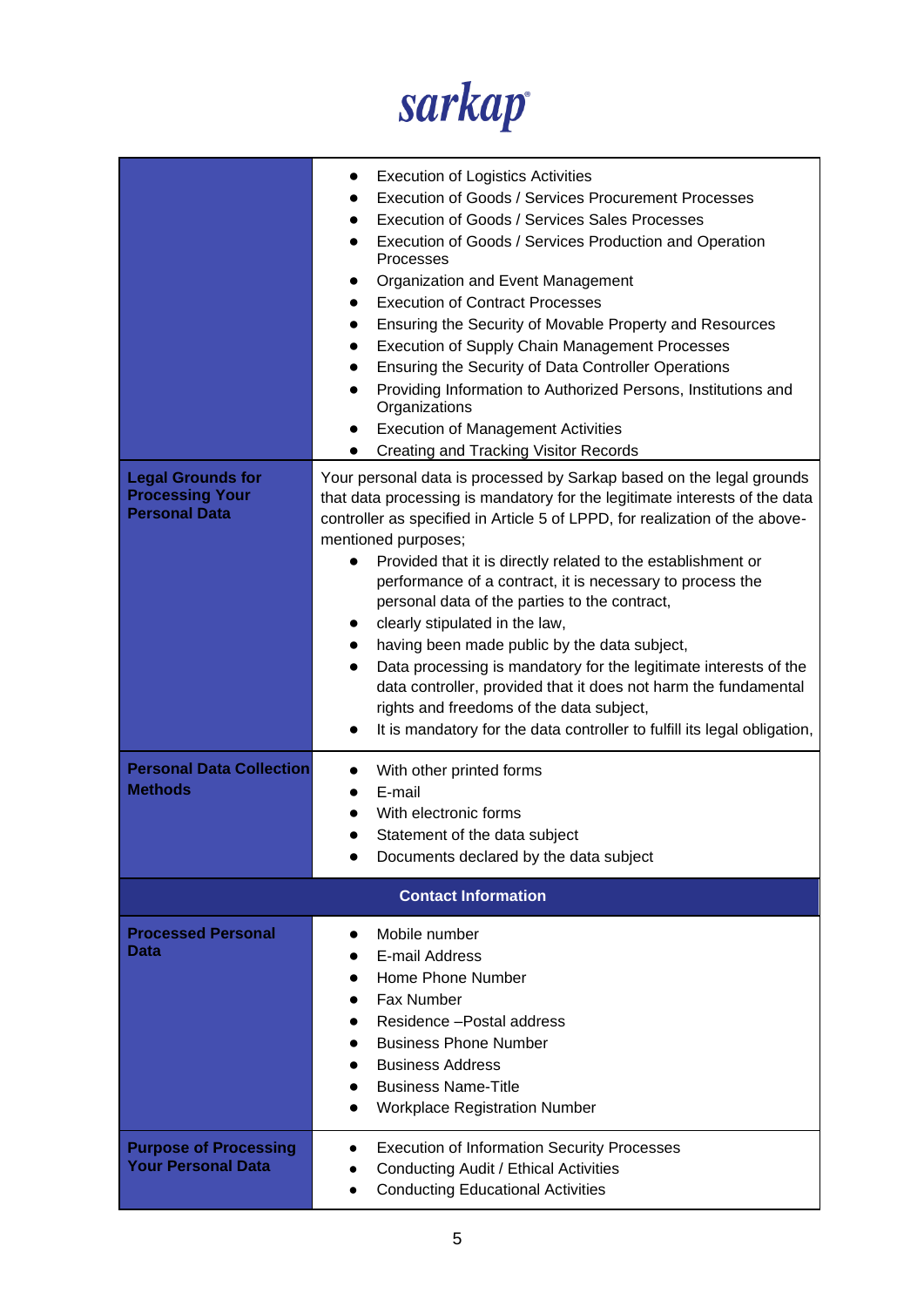| | |
|---|---|
| | • Execution of Logistics Activities<br>• Execution of Goods / Services Procurement Processes<br>• Execution of Goods / Services Sales Processes<br>• Execution of Goods / Services Production and Operation Processes<br>• Organization and Event Management<br>• Execution of Contract Processes<br>• Ensuring the Security of Movable Property and Resources<br>• Execution of Supply Chain Management Processes<br>• Ensuring the Security of Data Controller Operations<br>• Providing Information to Authorized Persons, Institutions and Organizations<br>• Execution of Management Activities<br>• Creating and Tracking Visitor Records |
| **Legal Grounds for Processing Your Personal Data** | Your personal data is processed by Sarkap based on the legal grounds that data processing is mandatory for the legitimate interests of the data controller as specified in Article 5 of LPPD, for realization of the above-mentioned purposes;<br>• Provided that it is directly related to the establishment or performance of a contract, it is necessary to process the personal data of the parties to the contract,<br>• clearly stipulated in the law,<br>• having been made public by the data subject,<br>• Data processing is mandatory for the legitimate interests of the data controller, provided that it does not harm the fundamental rights and freedoms of the data subject,<br>• It is mandatory for the data controller to fulfill its legal obligation, |
| **Personal Data Collection Methods** | • With other printed forms<br>• E-mail<br>• With electronic forms<br>• Statement of the data subject<br>• Documents declared by the data subject |
| **Contact Information** | |
| **Processed Personal Data** | • Mobile number<br>• E-mail Address<br>• Home Phone Number<br>• Fax Number<br>• Residence –Postal address<br>• Business Phone Number<br>• Business Address<br>• Business Name-Title<br>• Workplace Registration Number |
| **Purpose of Processing Your Personal Data** | • Execution of Information Security Processes<br>• Conducting Audit / Ethical Activities<br>• Conducting Educational Activities |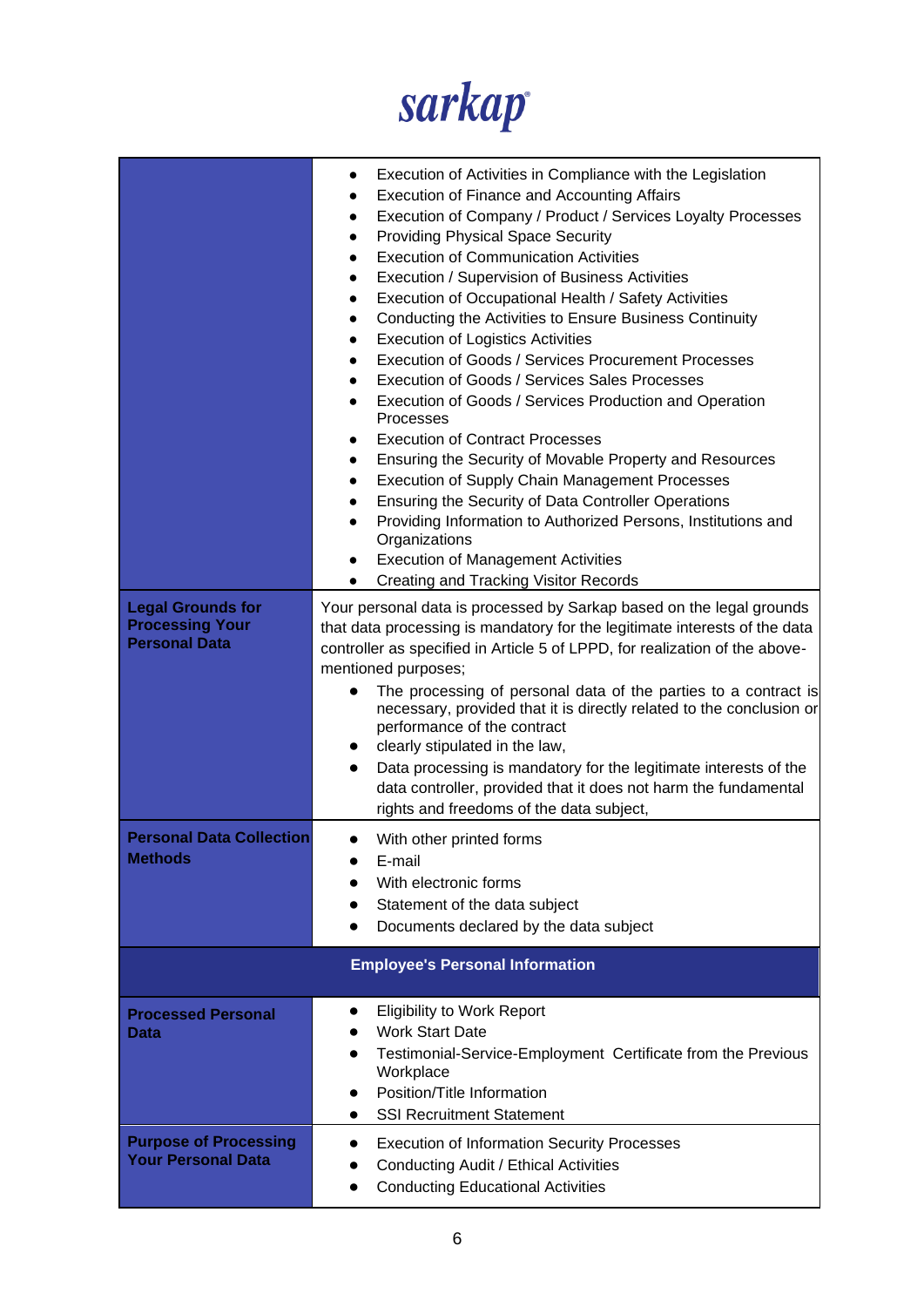| | |
|---|---|
| | <ul><li>Execution of Activities in Compliance with the Legislation</li><li>Execution of Finance and Accounting Affairs</li><li>Execution of Company / Product / Services Loyalty Processes</li><li>Providing Physical Space Security</li><li>Execution of Communication Activities</li><li>Execution / Supervision of Business Activities</li><li>Execution of Occupational Health / Safety Activities</li><li>Conducting the Activities to Ensure Business Continuity</li><li>Execution of Logistics Activities</li><li>Execution of Goods / Services Procurement Processes</li><li>Execution of Goods / Services Sales Processes</li><li>Execution of Goods / Services Production and Operation Processes</li><li>Execution of Contract Processes</li><li>Ensuring the Security of Movable Property and Resources</li><li>Execution of Supply Chain Management Processes</li><li>Ensuring the Security of Data Controller Operations</li><li>Providing Information to Authorized Persons, Institutions and Organizations</li><li>Execution of Management Activities</li><li>Creating and Tracking Visitor Records</li></ul> |
| **Legal Grounds for Processing Your Personal Data** | Your personal data is processed by Sarkap based on the legal grounds that data processing is mandatory for the legitimate interests of the data controller as specified in Article 5 of LPPD, for realization of the above-mentioned purposes;<ul><li>The processing of personal data of the parties to a contract is necessary, provided that it is directly related to the conclusion or performance of the contract</li><li>clearly stipulated in the law,</li><li>Data processing is mandatory for the legitimate interests of the data controller, provided that it does not harm the fundamental rights and freedoms of the data subject,</li></ul> |
| **Personal Data Collection Methods** | <ul><li>With other printed forms</li><li>E-mail</li><li>With electronic forms</li><li>Statement of the data subject</li><li>Documents declared by the data subject</li></ul> |
| **Employee's Personal Information** | |
| **Processed Personal Data** | <ul><li>Eligibility to Work Report</li><li>Work Start Date</li><li>Testimonial-Service-Employment Certificate from the Previous Workplace</li><li>Position/Title Information</li><li>SSI Recruitment Statement</li></ul> |
| **Purpose of Processing Your Personal Data** | <ul><li>Execution of Information Security Processes</li><li>Conducting Audit / Ethical Activities</li><li>Conducting Educational Activities</li></ul> |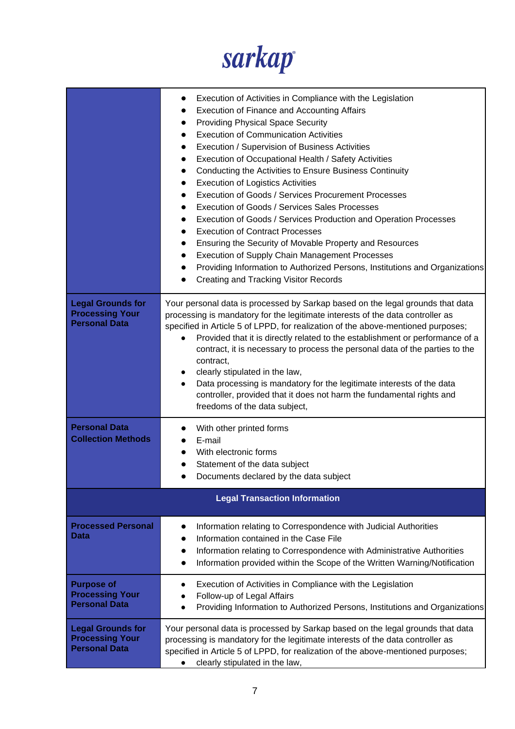| | |
|---|---|
| | • Execution of Activities in Compliance with the Legislation<br>• Execution of Finance and Accounting Affairs<br>• Providing Physical Space Security<br>• Execution of Communication Activities<br>• Execution / Supervision of Business Activities<br>• Execution of Occupational Health / Safety Activities<br>• Conducting the Activities to Ensure Business Continuity<br>• Execution of Logistics Activities<br>• Execution of Goods / Services Procurement Processes<br>• Execution of Goods / Services Sales Processes<br>• Execution of Goods / Services Production and Operation Processes<br>• Execution of Contract Processes<br>• Ensuring the Security of Movable Property and Resources<br>• Execution of Supply Chain Management Processes<br>• Providing Information to Authorized Persons, Institutions and Organizations<br>• Creating and Tracking Visitor Records |
| **Legal Grounds for Processing Your Personal Data** | Your personal data is processed by Sarkap based on the legal grounds that data processing is mandatory for the legitimate interests of the data controller as specified in Article 5 of LPPD, for realization of the above-mentioned purposes;<br>• Provided that it is directly related to the establishment or performance of a contract, it is necessary to process the personal data of the parties to the contract,<br>• clearly stipulated in the law,<br>• Data processing is mandatory for the legitimate interests of the data controller, provided that it does not harm the fundamental rights and freedoms of the data subject, |
| **Personal Data Collection Methods** | • With other printed forms<br>• E-mail<br>• With electronic forms<br>• Statement of the data subject<br>• Documents declared by the data subject |
| **Legal Transaction Information** | |
| **Processed Personal Data** | • Information relating to Correspondence with Judicial Authorities<br>• Information contained in the Case File<br>• Information relating to Correspondence with Administrative Authorities<br>• Information provided within the Scope of the Written Warning/Notification |
| **Purpose of Processing Your Personal Data** | • Execution of Activities in Compliance with the Legislation<br>• Follow-up of Legal Affairs<br>• Providing Information to Authorized Persons, Institutions and Organizations |
| **Legal Grounds for Processing Your Personal Data** | Your personal data is processed by Sarkap based on the legal grounds that data processing is mandatory for the legitimate interests of the data controller as specified in Article 5 of LPPD, for realization of the above-mentioned purposes;<br>• clearly stipulated in the law, |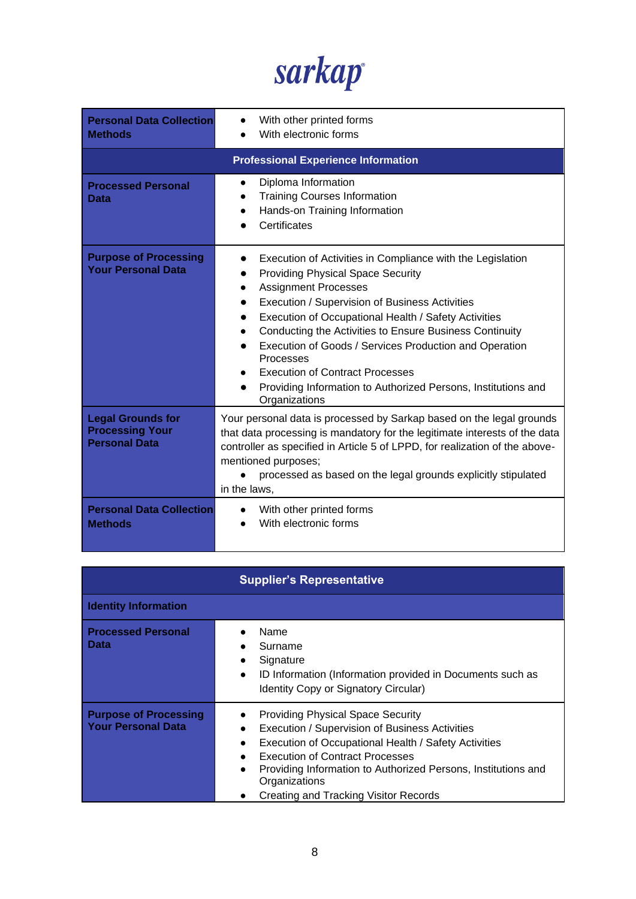| | |
|---|---|
| **Personal Data Collection Methods** | • With other printed forms<br>• With electronic forms |
| **Professional Experience Information** | |
| **Processed Personal Data** | • Diploma Information<br>• Training Courses Information<br>• Hands-on Training Information<br>• Certificates |
| **Purpose of Processing Your Personal Data** | • Execution of Activities in Compliance with the Legislation<br>• Providing Physical Space Security<br>• Assignment Processes<br>• Execution / Supervision of Business Activities<br>• Execution of Occupational Health / Safety Activities<br>• Conducting the Activities to Ensure Business Continuity<br>• Execution of Goods / Services Production and Operation Processes<br>• Execution of Contract Processes<br>• Providing Information to Authorized Persons, Institutions and Organizations |
| **Legal Grounds for Processing Your Personal Data** | Your personal data is processed by Sarkap based on the legal grounds that data processing is mandatory for the legitimate interests of the data controller as specified in Article 5 of LPPD, for realization of the above-mentioned purposes;<br>• processed as based on the legal grounds explicitly stipulated in the laws, |
| **Personal Data Collection Methods** | • With other printed forms<br>• With electronic forms |

| | |
|---|---|
| **Supplier's Representative** | |
| **Identity Information** | |
| **Processed Personal Data** | • Name<br>• Surname<br>• Signature<br>• ID Information (Information provided in Documents such as Identity Copy or Signatory Circular) |
| **Purpose of Processing Your Personal Data** | • Providing Physical Space Security<br>• Execution / Supervision of Business Activities<br>• Execution of Occupational Health / Safety Activities<br>• Execution of Contract Processes<br>• Providing Information to Authorized Persons, Institutions and Organizations<br>• Creating and Tracking Visitor Records |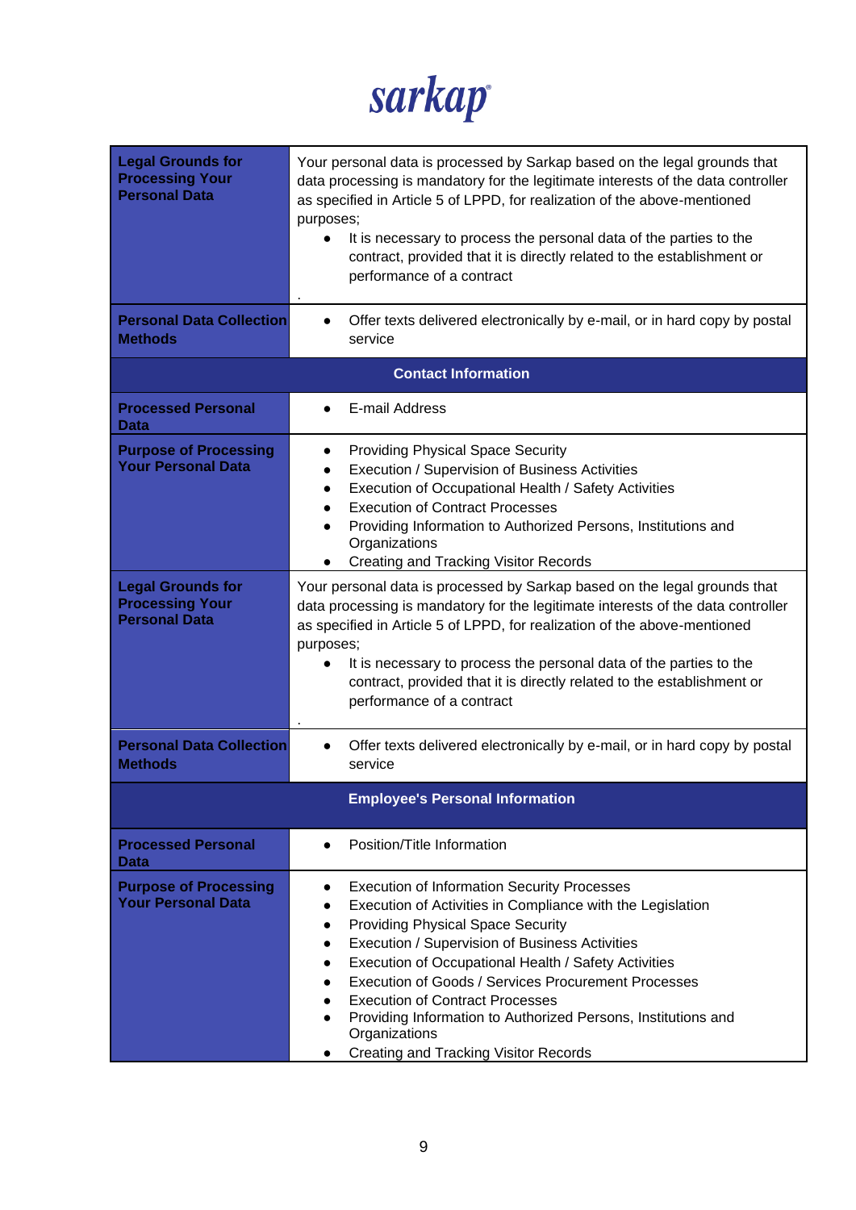sarkap

| | |
|---|---|
| **Legal Grounds for Processing Your Personal Data** | Your personal data is processed by Sarkap based on the legal grounds that data processing is mandatory for the legitimate interests of the data controller as specified in Article 5 of LPPD, for realization of the above-mentioned purposes;<br>• It is necessary to process the personal data of the parties to the contract, provided that it is directly related to the establishment or performance of a contract<br>. |
| **Personal Data Collection Methods** | • Offer texts delivered electronically by e-mail, or in hard copy by postal service |
| **Contact Information** | |
| **Processed Personal Data** | • E-mail Address |
| **Purpose of Processing Your Personal Data** | • Providing Physical Space Security<br>• Execution / Supervision of Business Activities<br>• Execution of Occupational Health / Safety Activities<br>• Execution of Contract Processes<br>• Providing Information to Authorized Persons, Institutions and Organizations<br>• Creating and Tracking Visitor Records |
| **Legal Grounds for Processing Your Personal Data** | Your personal data is processed by Sarkap based on the legal grounds that data processing is mandatory for the legitimate interests of the data controller as specified in Article 5 of LPPD, for realization of the above-mentioned purposes;<br>• It is necessary to process the personal data of the parties to the contract, provided that it is directly related to the establishment or performance of a contract<br>. |
| **Personal Data Collection Methods** | • Offer texts delivered electronically by e-mail, or in hard copy by postal service |
| **Employee's Personal Information** | |
| **Processed Personal Data** | • Position/Title Information |
| **Purpose of Processing Your Personal Data** | • Execution of Information Security Processes<br>• Execution of Activities in Compliance with the Legislation<br>• Providing Physical Space Security<br>• Execution / Supervision of Business Activities<br>• Execution of Occupational Health / Safety Activities<br>• Execution of Goods / Services Procurement Processes<br>• Execution of Contract Processes<br>• Providing Information to Authorized Persons, Institutions and Organizations<br>• Creating and Tracking Visitor Records |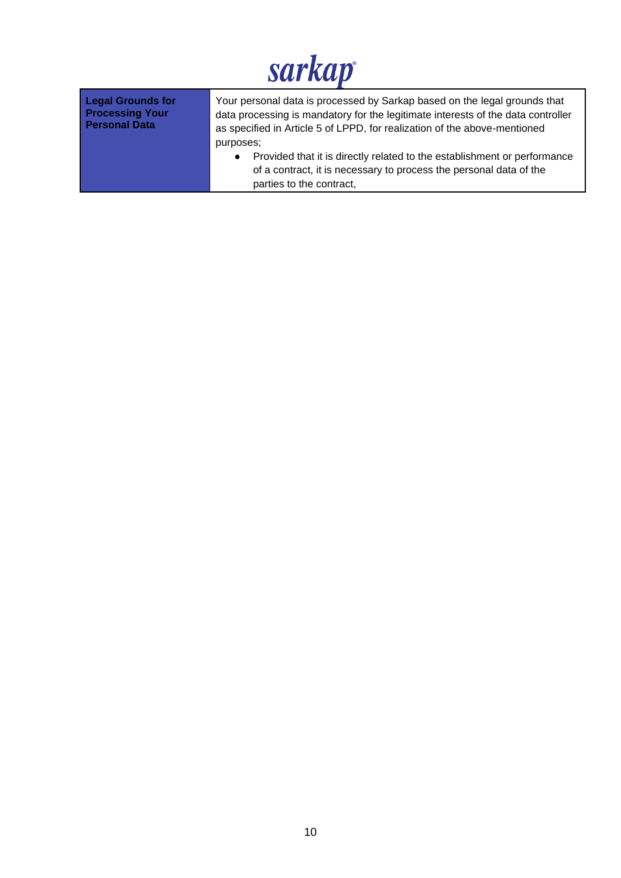| Legal Grounds for Processing Your Personal Data | Your personal data is processed by Sarkap based on the legal grounds that data processing is mandatory for the legitimate interests of the data controller as specified in Article 5 of LPPD, for realization of the above-mentioned purposes;<br>• Provided that it is directly related to the establishment or performance of a contract, it is necessary to process the personal data of the parties to the contract, |
| --- | --- |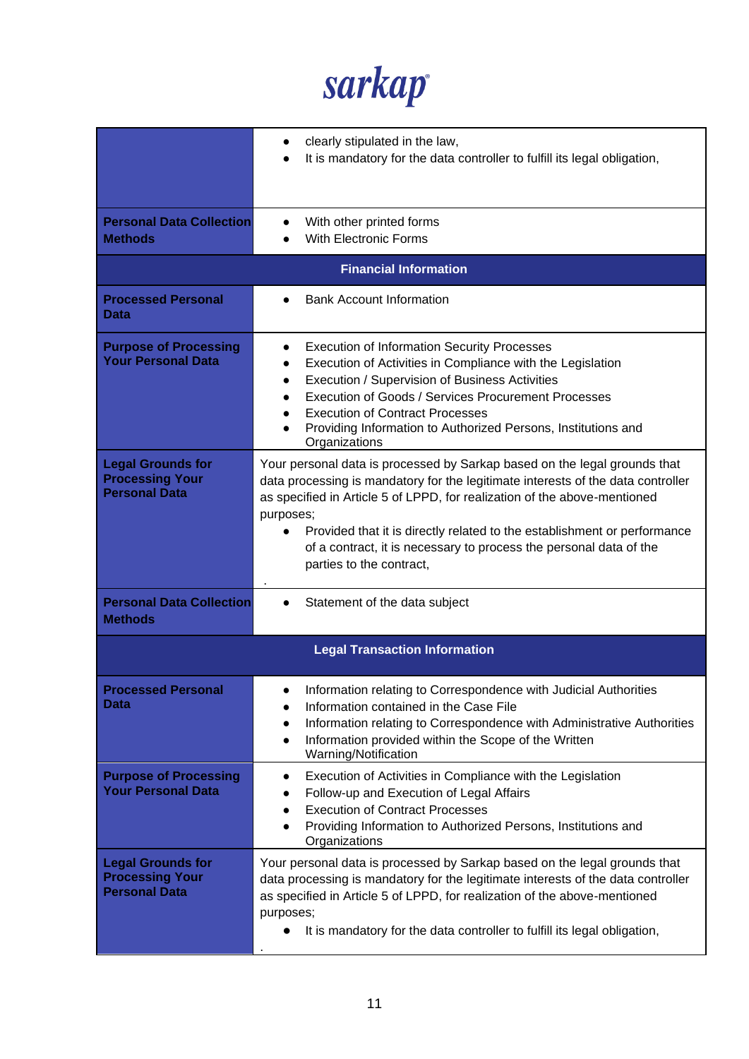| | |
|---|---|
| | • clearly stipulated in the law,<br>• It is mandatory for the data controller to fulfill its legal obligation, |
| **Personal Data Collection Methods** | • With other printed forms<br>• With Electronic Forms |
| **Financial Information** | |
| **Processed Personal Data** | • Bank Account Information |
| **Purpose of Processing Your Personal Data** | • Execution of Information Security Processes<br>• Execution of Activities in Compliance with the Legislation<br>• Execution / Supervision of Business Activities<br>• Execution of Goods / Services Procurement Processes<br>• Execution of Contract Processes<br>• Providing Information to Authorized Persons, Institutions and Organizations |
| **Legal Grounds for Processing Your Personal Data** | Your personal data is processed by Sarkap based on the legal grounds that data processing is mandatory for the legitimate interests of the data controller as specified in Article 5 of LPPD, for realization of the above-mentioned purposes;<br>• Provided that it is directly related to the establishment or performance of a contract, it is necessary to process the personal data of the parties to the contract,<br>. |
| **Personal Data Collection Methods** | • Statement of the data subject |
| **Legal Transaction Information** | |
| **Processed Personal Data** | • Information relating to Correspondence with Judicial Authorities<br>• Information contained in the Case File<br>• Information relating to Correspondence with Administrative Authorities<br>• Information provided within the Scope of the Written Warning/Notification |
| **Purpose of Processing Your Personal Data** | • Execution of Activities in Compliance with the Legislation<br>• Follow-up and Execution of Legal Affairs<br>• Execution of Contract Processes<br>• Providing Information to Authorized Persons, Institutions and Organizations |
| **Legal Grounds for Processing Your Personal Data** | Your personal data is processed by Sarkap based on the legal grounds that data processing is mandatory for the legitimate interests of the data controller as specified in Article 5 of LPPD, for realization of the above-mentioned purposes;<br>• It is mandatory for the data controller to fulfill its legal obligation,<br>. |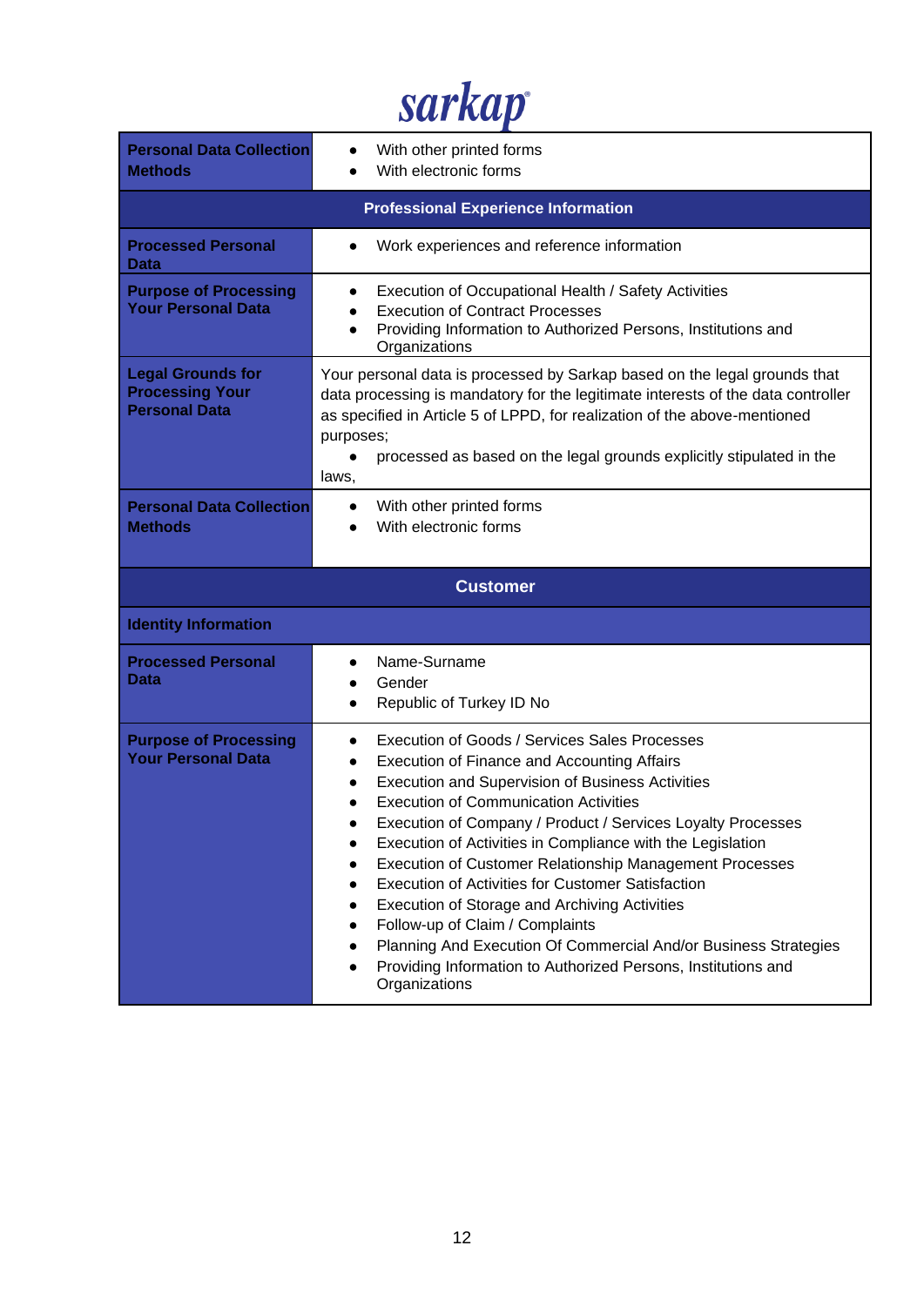| | |
|---|---|
| **Personal Data Collection Methods** | • With other printed forms<br>• With electronic forms |
| **Professional Experience Information** | |
| **Processed Personal Data** | • Work experiences and reference information |
| **Purpose of Processing Your Personal Data** | • Execution of Occupational Health / Safety Activities<br>• Execution of Contract Processes<br>• Providing Information to Authorized Persons, Institutions and Organizations |
| **Legal Grounds for Processing Your Personal Data** | Your personal data is processed by Sarkap based on the legal grounds that data processing is mandatory for the legitimate interests of the data controller as specified in Article 5 of LPPD, for realization of the above-mentioned purposes;<br>• processed as based on the legal grounds explicitly stipulated in the laws, |
| **Personal Data Collection Methods** | • With other printed forms<br>• With electronic forms |
| **Customer** | |
| **Identity Information** | |
| **Processed Personal Data** | • Name-Surname<br>• Gender<br>• Republic of Turkey ID No |
| **Purpose of Processing Your Personal Data** | • Execution of Goods / Services Sales Processes<br>• Execution of Finance and Accounting Affairs<br>• Execution and Supervision of Business Activities<br>• Execution of Communication Activities<br>• Execution of Company / Product / Services Loyalty Processes<br>• Execution of Activities in Compliance with the Legislation<br>• Execution of Customer Relationship Management Processes<br>• Execution of Activities for Customer Satisfaction<br>• Execution of Storage and Archiving Activities<br>• Follow-up of Claim / Complaints<br>• Planning And Execution Of Commercial And/or Business Strategies<br>• Providing Information to Authorized Persons, Institutions and Organizations |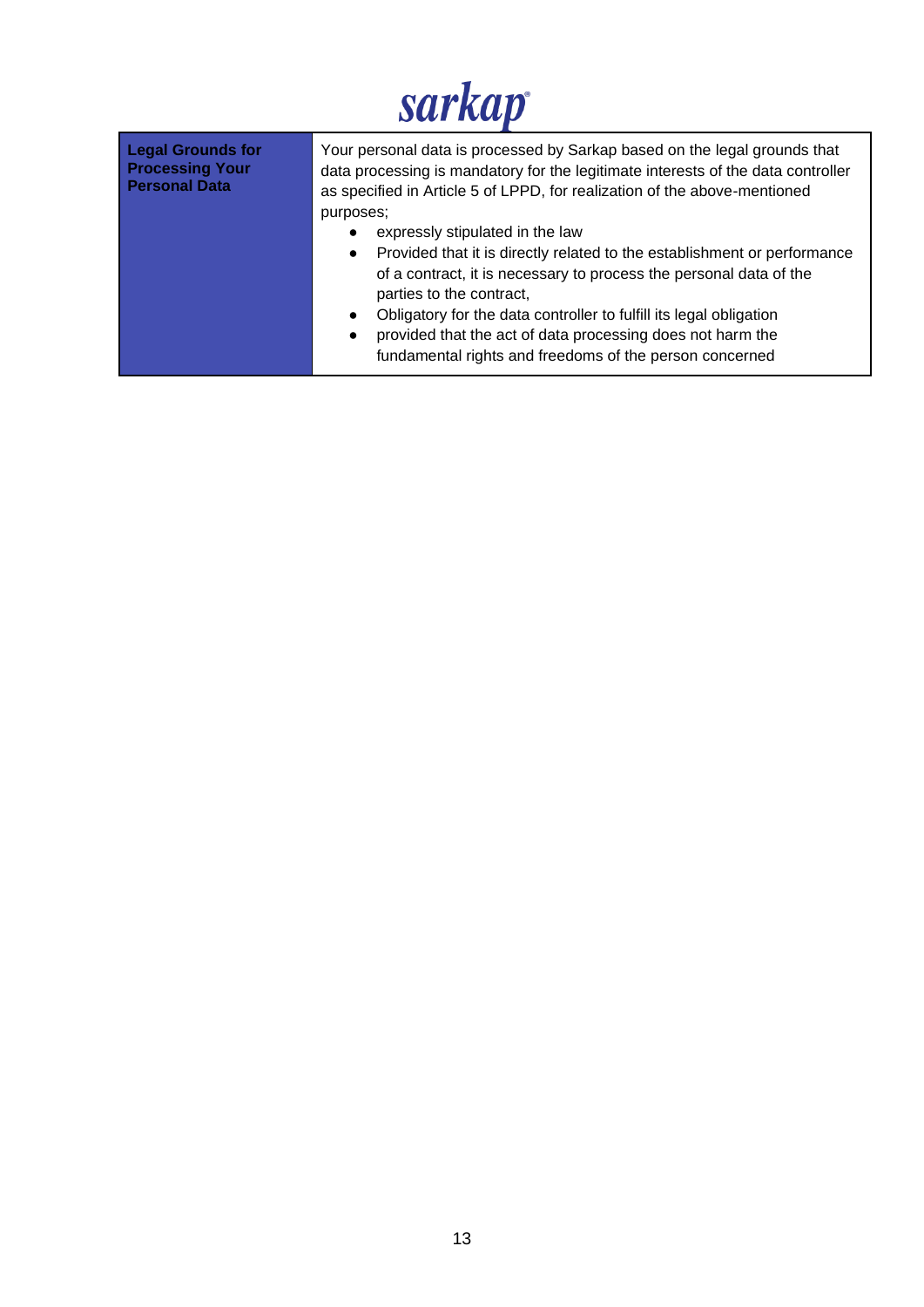| Legal Grounds for Processing Your Personal Data | Your personal data is processed by Sarkap based on the legal grounds that data processing is mandatory for the legitimate interests of the data controller as specified in Article 5 of LPPD, for realization of the above-mentioned purposes;<br>• expressly stipulated in the law<br>• Provided that it is directly related to the establishment or performance of a contract, it is necessary to process the personal data of the parties to the contract,<br>• Obligatory for the data controller to fulfill its legal obligation<br>• provided that the act of data processing does not harm the fundamental rights and freedoms of the person concerned |
|---|---|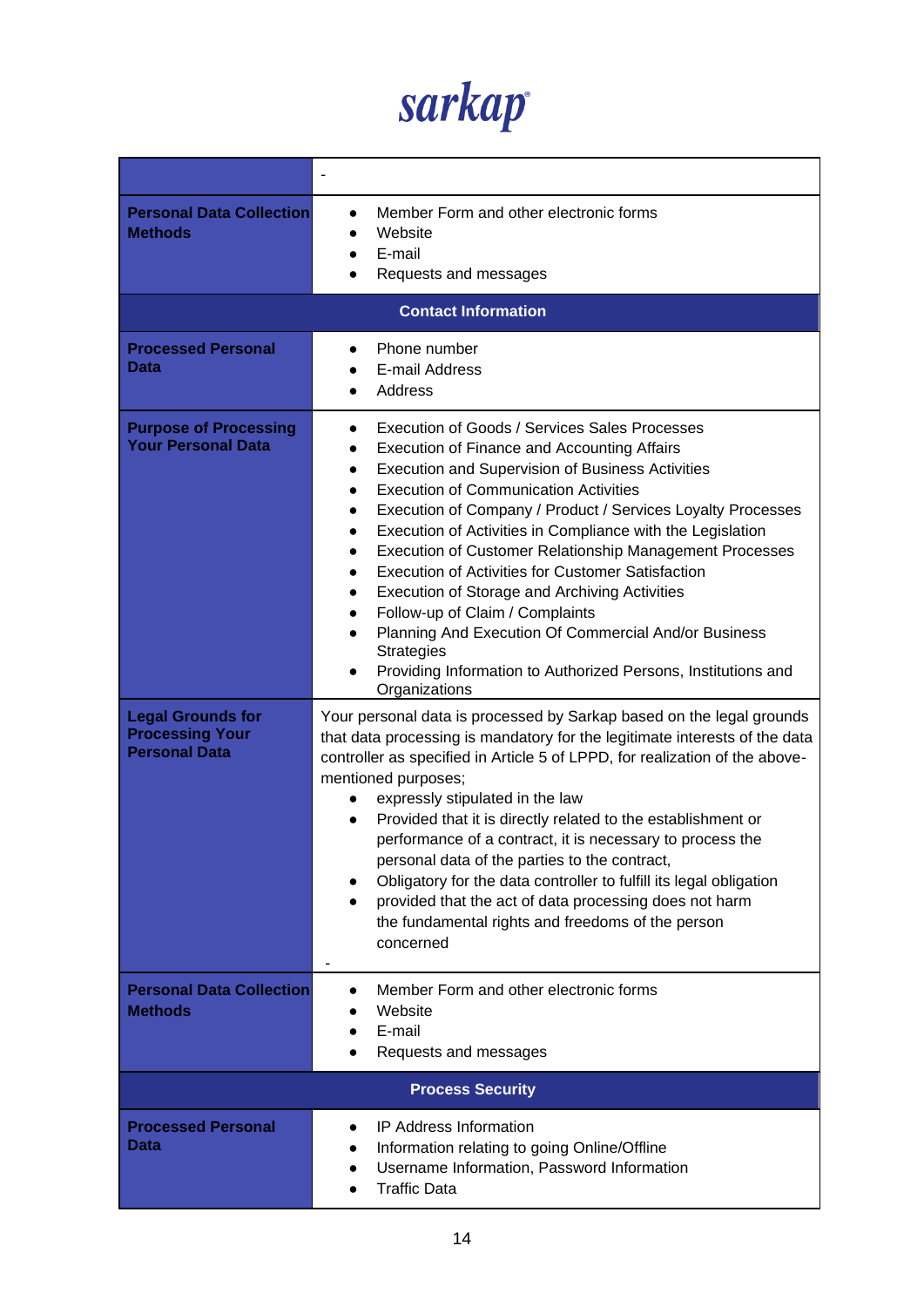sarkap

| | - |
|---|---|
| **Personal Data Collection Methods** | • Member Form and other electronic forms<br>• Website<br>• E-mail<br>• Requests and messages |
| **Contact Information** | |
| **Processed Personal Data** | • Phone number<br>• E-mail Address<br>• Address |
| **Purpose of Processing Your Personal Data** | • Execution of Goods / Services Sales Processes<br>• Execution of Finance and Accounting Affairs<br>• Execution and Supervision of Business Activities<br>• Execution of Communication Activities<br>• Execution of Company / Product / Services Loyalty Processes<br>• Execution of Activities in Compliance with the Legislation<br>• Execution of Customer Relationship Management Processes<br>• Execution of Activities for Customer Satisfaction<br>• Execution of Storage and Archiving Activities<br>• Follow-up of Claim / Complaints<br>• Planning And Execution Of Commercial And/or Business Strategies<br>• Providing Information to Authorized Persons, Institutions and Organizations |
| **Legal Grounds for Processing Your Personal Data** | Your personal data is processed by Sarkap based on the legal grounds that data processing is mandatory for the legitimate interests of the data controller as specified in Article 5 of LPPD, for realization of the above-mentioned purposes;<br>• expressly stipulated in the law<br>• Provided that it is directly related to the establishment or performance of a contract, it is necessary to process the personal data of the parties to the contract,<br>• Obligatory for the data controller to fulfill its legal obligation<br>• provided that the act of data processing does not harm the fundamental rights and freedoms of the person concerned<br>- |
| **Personal Data Collection Methods** | • Member Form and other electronic forms<br>• Website<br>• E-mail<br>• Requests and messages |
| **Process Security** | |
| **Processed Personal Data** | • IP Address Information<br>• Information relating to going Online/Offline<br>• Username Information, Password Information<br>• Traffic Data |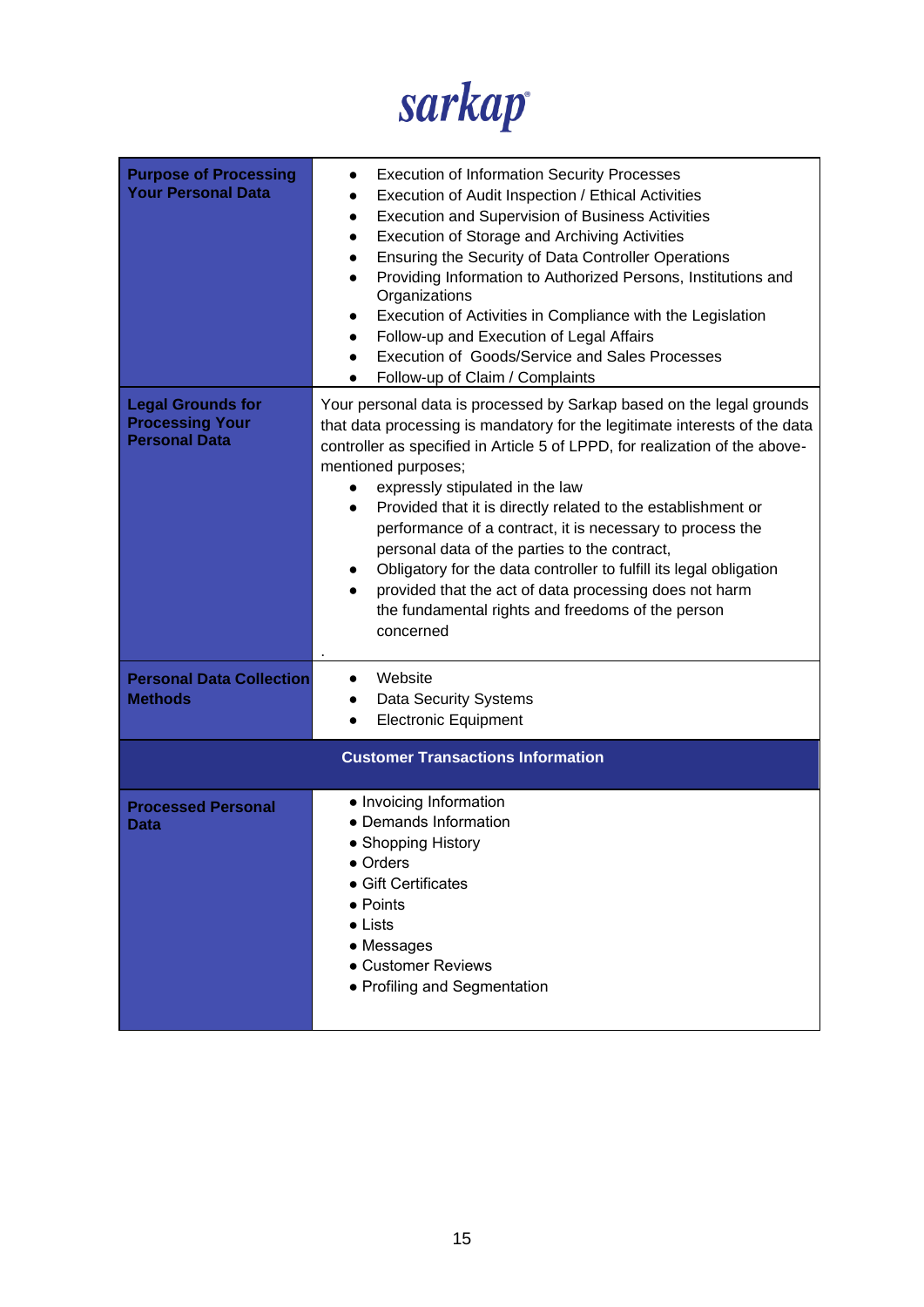sarkap

| Purpose of Processing Your Personal Data | • Execution of Information Security Processes<br>• Execution of Audit Inspection / Ethical Activities<br>• Execution and Supervision of Business Activities<br>• Execution of Storage and Archiving Activities<br>• Ensuring the Security of Data Controller Operations<br>• Providing Information to Authorized Persons, Institutions and Organizations<br>• Execution of Activities in Compliance with the Legislation<br>• Follow-up and Execution of Legal Affairs<br>• Execution of Goods/Service and Sales Processes<br>• Follow-up of Claim / Complaints |
|---|---|
| **Legal Grounds for Processing Your Personal Data** | Your personal data is processed by Sarkap based on the legal grounds that data processing is mandatory for the legitimate interests of the data controller as specified in Article 5 of LPPD, for realization of the above-mentioned purposes;<br>• expressly stipulated in the law<br>• Provided that it is directly related to the establishment or performance of a contract, it is necessary to process the personal data of the parties to the contract,<br>• Obligatory for the data controller to fulfill its legal obligation<br>• provided that the act of data processing does not harm the fundamental rights and freedoms of the person concerned<br>. |
| **Personal Data Collection Methods** | • Website<br>• Data Security Systems<br>• Electronic Equipment |
| **Customer Transactions Information** | |
| **Processed Personal Data** | • Invoicing Information<br>• Demands Information<br>• Shopping History<br>• Orders<br>• Gift Certificates<br>• Points<br>• Lists<br>• Messages<br>• Customer Reviews<br>• Profiling and Segmentation |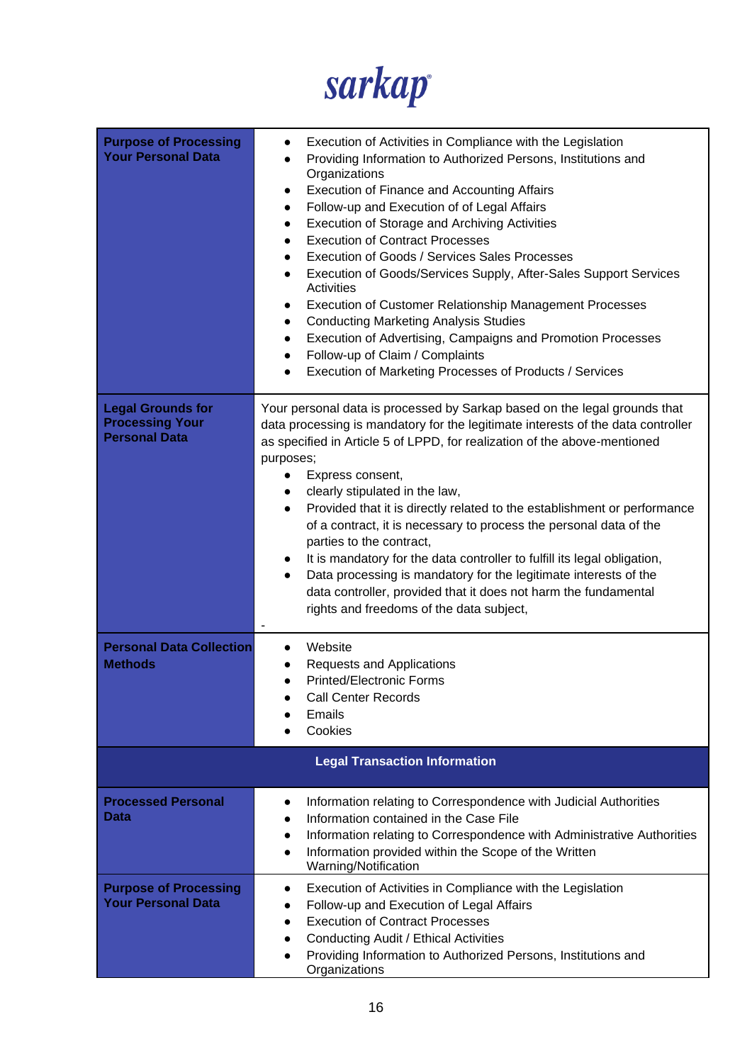| | |
|---|---|
| **Purpose of Processing Your Personal Data** | • Execution of Activities in Compliance with the Legislation<br>• Providing Information to Authorized Persons, Institutions and Organizations<br>• Execution of Finance and Accounting Affairs<br>• Follow-up and Execution of of Legal Affairs<br>• Execution of Storage and Archiving Activities<br>• Execution of Contract Processes<br>• Execution of Goods / Services Sales Processes<br>• Execution of Goods/Services Supply, After-Sales Support Services Activities<br>• Execution of Customer Relationship Management Processes<br>• Conducting Marketing Analysis Studies<br>• Execution of Advertising, Campaigns and Promotion Processes<br>• Follow-up of Claim / Complaints<br>• Execution of Marketing Processes of Products / Services |
| **Legal Grounds for Processing Your Personal Data** | Your personal data is processed by Sarkap based on the legal grounds that data processing is mandatory for the legitimate interests of the data controller as specified in Article 5 of LPPD, for realization of the above-mentioned purposes;<br>• Express consent,<br>• clearly stipulated in the law,<br>• Provided that it is directly related to the establishment or performance of a contract, it is necessary to process the personal data of the parties to the contract,<br>• It is mandatory for the data controller to fulfill its legal obligation,<br>• Data processing is mandatory for the legitimate interests of the data controller, provided that it does not harm the fundamental rights and freedoms of the data subject,<br>- |
| **Personal Data Collection Methods** | • Website<br>• Requests and Applications<br>• Printed/Electronic Forms<br>• Call Center Records<br>• Emails<br>• Cookies |
| **Legal Transaction Information** | |
| **Processed Personal Data** | • Information relating to Correspondence with Judicial Authorities<br>• Information contained in the Case File<br>• Information relating to Correspondence with Administrative Authorities<br>• Information provided within the Scope of the Written Warning/Notification |
| **Purpose of Processing Your Personal Data** | • Execution of Activities in Compliance with the Legislation<br>• Follow-up and Execution of Legal Affairs<br>• Execution of Contract Processes<br>• Conducting Audit / Ethical Activities<br>• Providing Information to Authorized Persons, Institutions and Organizations |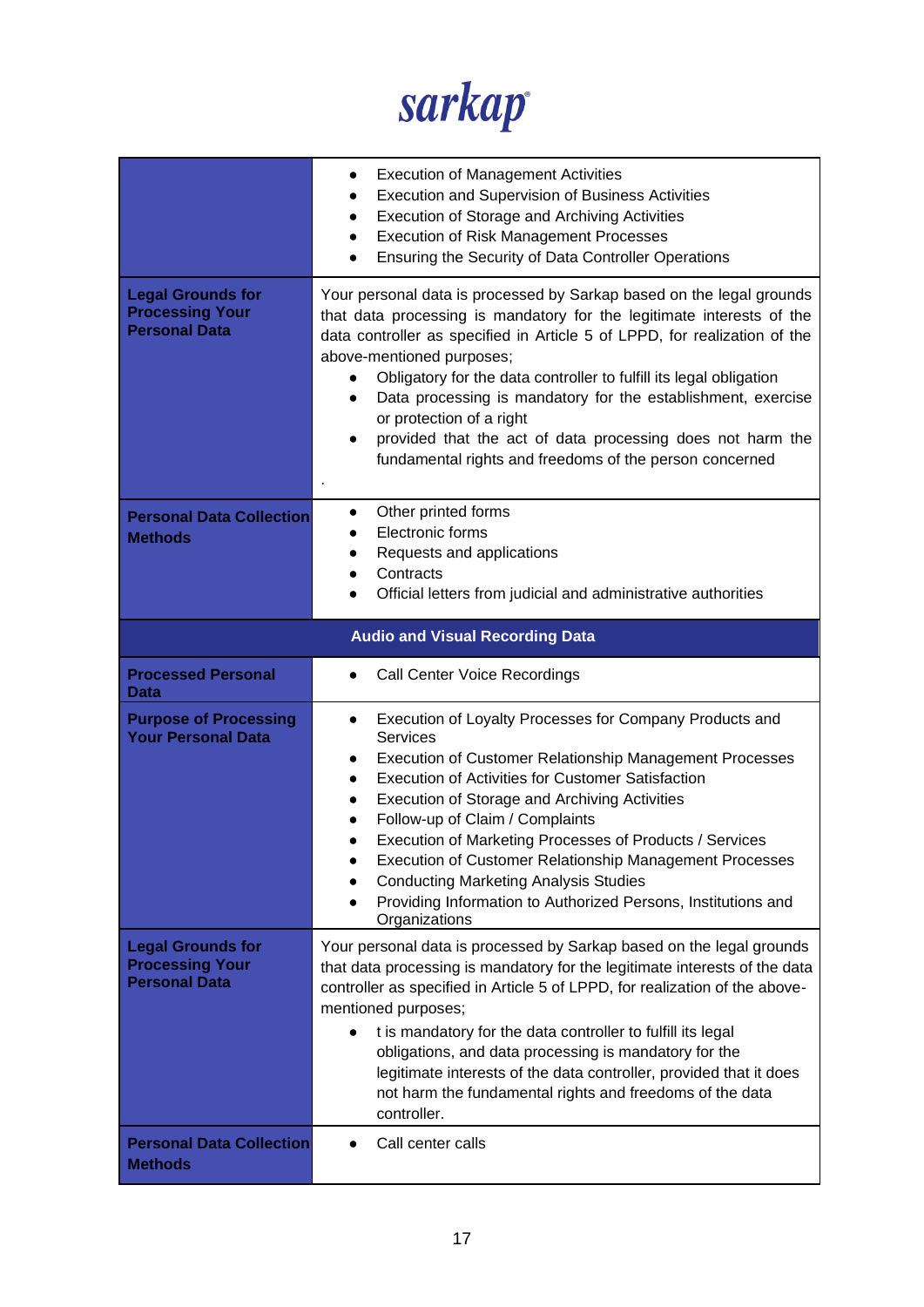| | |
|---|---|
| | • Execution of Management Activities<br>• Execution and Supervision of Business Activities<br>• Execution of Storage and Archiving Activities<br>• Execution of Risk Management Processes<br>• Ensuring the Security of Data Controller Operations |
| **Legal Grounds for Processing Your Personal Data** | Your personal data is processed by Sarkap based on the legal grounds that data processing is mandatory for the legitimate interests of the data controller as specified in Article 5 of LPPD, for realization of the above-mentioned purposes;<br>• Obligatory for the data controller to fulfill its legal obligation<br>• Data processing is mandatory for the establishment, exercise or protection of a right<br>• provided that the act of data processing does not harm the fundamental rights and freedoms of the person concerned<br>. |
| **Personal Data Collection Methods** | • Other printed forms<br>• Electronic forms<br>• Requests and applications<br>• Contracts<br>• Official letters from judicial and administrative authorities |
| **Audio and Visual Recording Data** | |
| **Processed Personal Data** | • Call Center Voice Recordings |
| **Purpose of Processing Your Personal Data** | • Execution of Loyalty Processes for Company Products and Services<br>• Execution of Customer Relationship Management Processes<br>• Execution of Activities for Customer Satisfaction<br>• Execution of Storage and Archiving Activities<br>• Follow-up of Claim / Complaints<br>• Execution of Marketing Processes of Products / Services<br>• Execution of Customer Relationship Management Processes<br>• Conducting Marketing Analysis Studies<br>• Providing Information to Authorized Persons, Institutions and Organizations |
| **Legal Grounds for Processing Your Personal Data** | Your personal data is processed by Sarkap based on the legal grounds that data processing is mandatory for the legitimate interests of the data controller as specified in Article 5 of LPPD, for realization of the above-mentioned purposes;<br>• t is mandatory for the data controller to fulfill its legal obligations, and data processing is mandatory for the legitimate interests of the data controller, provided that it does not harm the fundamental rights and freedoms of the data controller. |
| **Personal Data Collection Methods** | • Call center calls |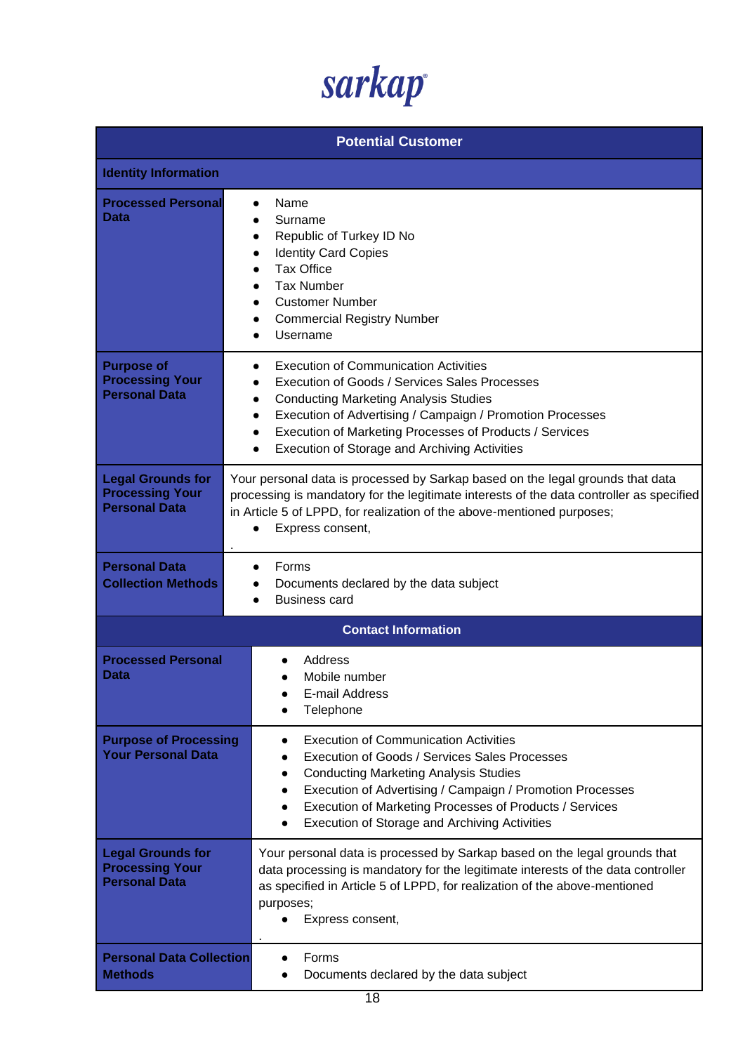sarkap

| Potential Customer | |
|---|---|
| **Identity Information** | |
| **Processed Personal Data** | • Name<br>• Surname<br>• Republic of Turkey ID No<br>• Identity Card Copies<br>• Tax Office<br>• Tax Number<br>• Customer Number<br>• Commercial Registry Number<br>• Username |
| **Purpose of Processing Your Personal Data** | • Execution of Communication Activities<br>• Execution of Goods / Services Sales Processes<br>• Conducting Marketing Analysis Studies<br>• Execution of Advertising / Campaign / Promotion Processes<br>• Execution of Marketing Processes of Products / Services<br>• Execution of Storage and Archiving Activities |
| **Legal Grounds for Processing Your Personal Data** | Your personal data is processed by Sarkap based on the legal grounds that data processing is mandatory for the legitimate interests of the data controller as specified in Article 5 of LPPD, for realization of the above-mentioned purposes;<br>• Express consent,<br>. |
| **Personal Data Collection Methods** | • Forms<br>• Documents declared by the data subject<br>• Business card |
| **Contact Information** | |
| **Processed Personal Data** | • Address<br>• Mobile number<br>• E-mail Address<br>• Telephone |
| **Purpose of Processing Your Personal Data** | • Execution of Communication Activities<br>• Execution of Goods / Services Sales Processes<br>• Conducting Marketing Analysis Studies<br>• Execution of Advertising / Campaign / Promotion Processes<br>• Execution of Marketing Processes of Products / Services<br>• Execution of Storage and Archiving Activities |
| **Legal Grounds for Processing Your Personal Data** | Your personal data is processed by Sarkap based on the legal grounds that data processing is mandatory for the legitimate interests of the data controller as specified in Article 5 of LPPD, for realization of the above-mentioned purposes;<br>• Express consent,<br>. |
| **Personal Data Collection Methods** | • Forms<br>• Documents declared by the data subject |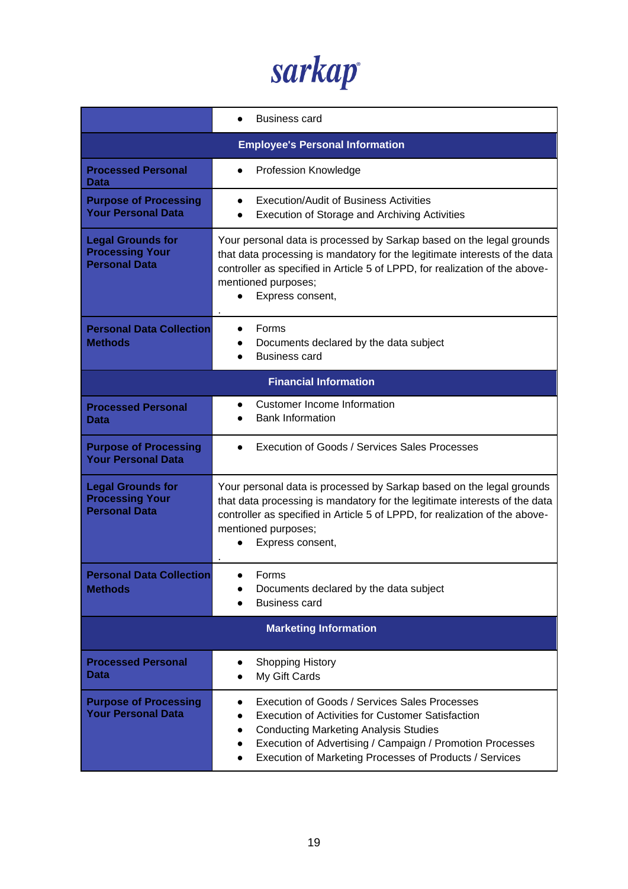| | |
|---|---|
| | • Business card |
| **Employee's Personal Information** | |
| **Processed Personal Data** | • Profession Knowledge |
| **Purpose of Processing Your Personal Data** | • Execution/Audit of Business Activities<br>• Execution of Storage and Archiving Activities |
| **Legal Grounds for Processing Your Personal Data** | Your personal data is processed by Sarkap based on the legal grounds that data processing is mandatory for the legitimate interests of the data controller as specified in Article 5 of LPPD, for realization of the above-mentioned purposes;<br>• Express consent,<br>. |
| **Personal Data Collection Methods** | • Forms<br>• Documents declared by the data subject<br>• Business card |
| **Financial Information** | |
| **Processed Personal Data** | • Customer Income Information<br>• Bank Information |
| **Purpose of Processing Your Personal Data** | • Execution of Goods / Services Sales Processes |
| **Legal Grounds for Processing Your Personal Data** | Your personal data is processed by Sarkap based on the legal grounds that data processing is mandatory for the legitimate interests of the data controller as specified in Article 5 of LPPD, for realization of the above-mentioned purposes;<br>• Express consent,<br>. |
| **Personal Data Collection Methods** | • Forms<br>• Documents declared by the data subject<br>• Business card |
| **Marketing Information** | |
| **Processed Personal Data** | • Shopping History<br>• My Gift Cards |
| **Purpose of Processing Your Personal Data** | • Execution of Goods / Services Sales Processes<br>• Execution of Activities for Customer Satisfaction<br>• Conducting Marketing Analysis Studies<br>• Execution of Advertising / Campaign / Promotion Processes<br>• Execution of Marketing Processes of Products / Services |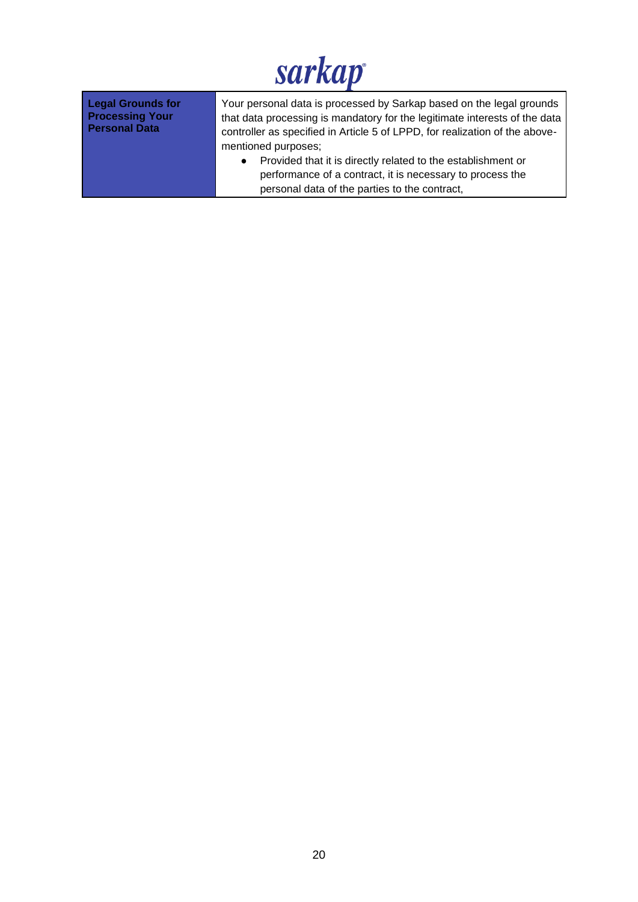| **Legal Grounds for Processing Your Personal Data** | Your personal data is processed by Sarkap based on the legal grounds that data processing is mandatory for the legitimate interests of the data controller as specified in Article 5 of LPPD, for realization of the above-mentioned purposes;<br>• Provided that it is directly related to the establishment or performance of a contract, it is necessary to process the personal data of the parties to the contract, |
|---|---|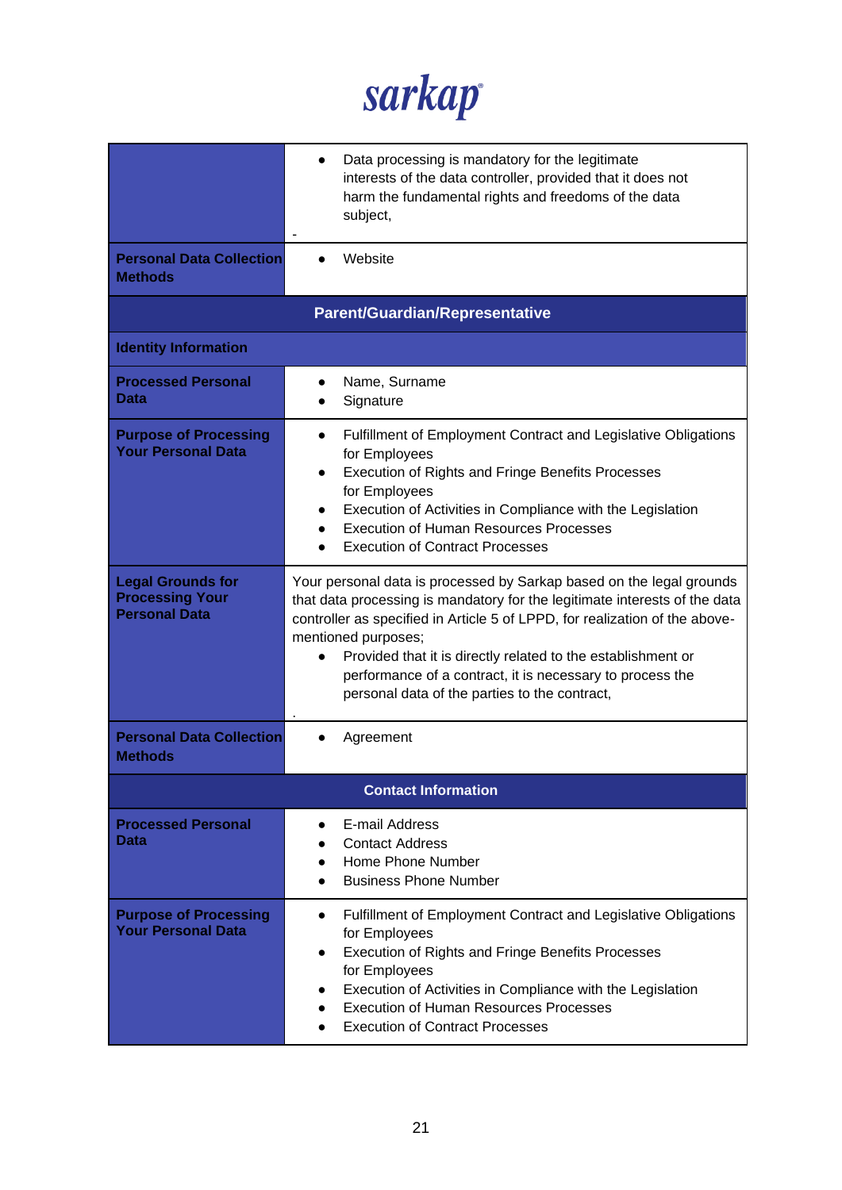| | |
|---|---|
| | • Data processing is mandatory for the legitimate interests of the data controller, provided that it does not harm the fundamental rights and freedoms of the data subject,<br>- |
| **Personal Data Collection Methods** | • Website |
| **Parent/Guardian/Representative** | |
| **Identity Information** | |
| **Processed Personal Data** | • Name, Surname<br>• Signature |
| **Purpose of Processing Your Personal Data** | • Fulfillment of Employment Contract and Legislative Obligations for Employees<br>• Execution of Rights and Fringe Benefits Processes for Employees<br>• Execution of Activities in Compliance with the Legislation<br>• Execution of Human Resources Processes<br>• Execution of Contract Processes |
| **Legal Grounds for Processing Your Personal Data** | Your personal data is processed by Sarkap based on the legal grounds that data processing is mandatory for the legitimate interests of the data controller as specified in Article 5 of LPPD, for realization of the above-mentioned purposes;<br>• Provided that it is directly related to the establishment or performance of a contract, it is necessary to process the personal data of the parties to the contract,<br>. |
| **Personal Data Collection Methods** | • Agreement |
| **Contact Information** | |
| **Processed Personal Data** | • E-mail Address<br>• Contact Address<br>• Home Phone Number<br>• Business Phone Number |
| **Purpose of Processing Your Personal Data** | • Fulfillment of Employment Contract and Legislative Obligations for Employees<br>• Execution of Rights and Fringe Benefits Processes for Employees<br>• Execution of Activities in Compliance with the Legislation<br>• Execution of Human Resources Processes<br>• Execution of Contract Processes |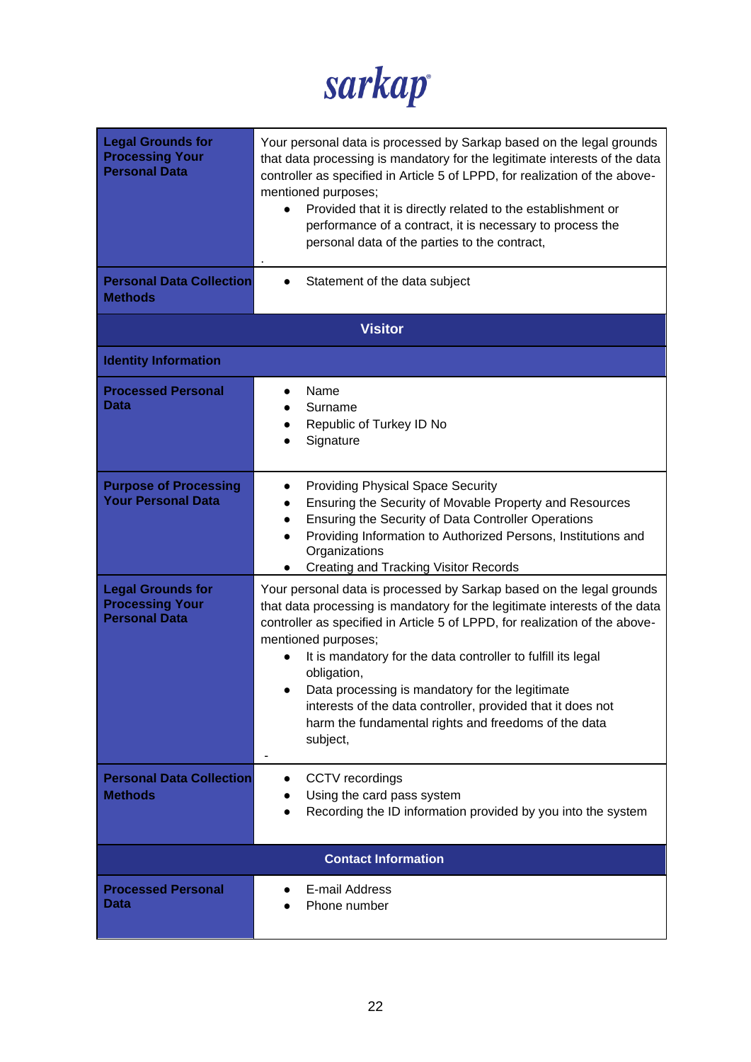| | |
|---|---|
| **Legal Grounds for Processing Your Personal Data** | Your personal data is processed by Sarkap based on the legal grounds that data processing is mandatory for the legitimate interests of the data controller as specified in Article 5 of LPPD, for realization of the above-mentioned purposes;<br>• Provided that it is directly related to the establishment or performance of a contract, it is necessary to process the personal data of the parties to the contract,<br>. |
| **Personal Data Collection Methods** | • Statement of the data subject |
| **Visitor** | |
| **Identity Information** | |
| **Processed Personal Data** | • Name<br>• Surname<br>• Republic of Turkey ID No<br>• Signature |
| **Purpose of Processing Your Personal Data** | • Providing Physical Space Security<br>• Ensuring the Security of Movable Property and Resources<br>• Ensuring the Security of Data Controller Operations<br>• Providing Information to Authorized Persons, Institutions and Organizations<br>• Creating and Tracking Visitor Records |
| **Legal Grounds for Processing Your Personal Data** | Your personal data is processed by Sarkap based on the legal grounds that data processing is mandatory for the legitimate interests of the data controller as specified in Article 5 of LPPD, for realization of the above-mentioned purposes;<br>• It is mandatory for the data controller to fulfill its legal obligation,<br>• Data processing is mandatory for the legitimate interests of the data controller, provided that it does not harm the fundamental rights and freedoms of the data subject,<br>- |
| **Personal Data Collection Methods** | • CCTV recordings<br>• Using the card pass system<br>• Recording the ID information provided by you into the system |
| **Contact Information** | |
| **Processed Personal Data** | • E-mail Address<br>• Phone number |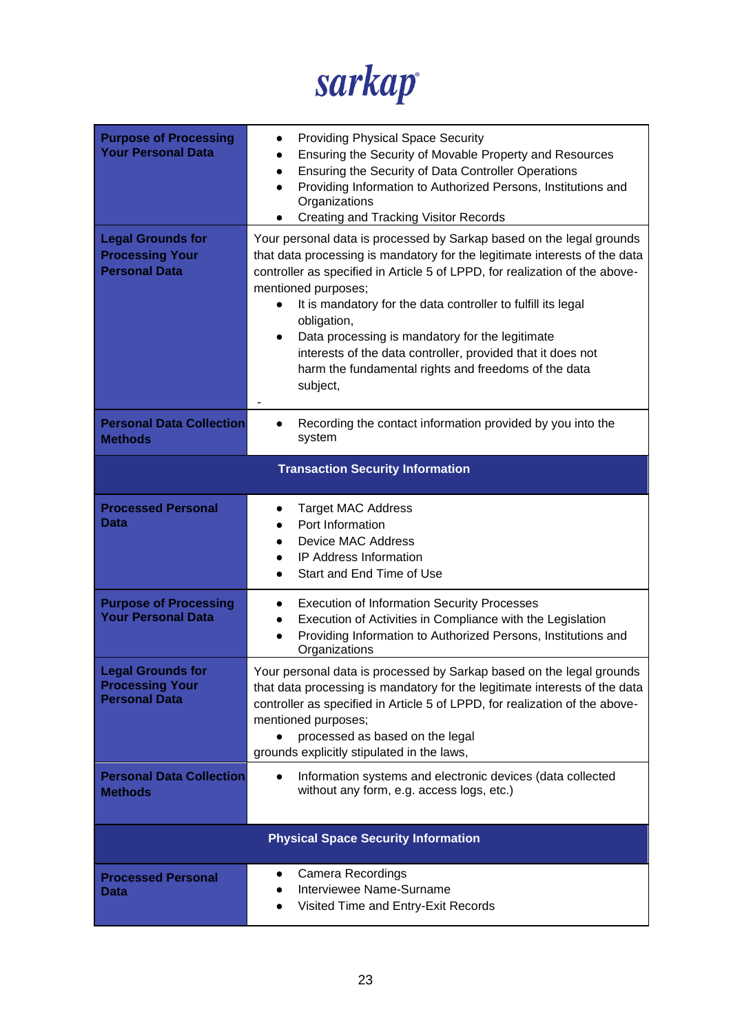| | |
|---|---|
| **Purpose of Processing Your Personal Data** | • Providing Physical Space Security<br>• Ensuring the Security of Movable Property and Resources<br>• Ensuring the Security of Data Controller Operations<br>• Providing Information to Authorized Persons, Institutions and Organizations<br>• Creating and Tracking Visitor Records |
| **Legal Grounds for Processing Your Personal Data** | Your personal data is processed by Sarkap based on the legal grounds that data processing is mandatory for the legitimate interests of the data controller as specified in Article 5 of LPPD, for realization of the above-mentioned purposes;<br>• It is mandatory for the data controller to fulfill its legal obligation,<br>• Data processing is mandatory for the legitimate interests of the data controller, provided that it does not harm the fundamental rights and freedoms of the data subject,<br>- |
| **Personal Data Collection Methods** | • Recording the contact information provided by you into the system |
| **Transaction Security Information** | |
| **Processed Personal Data** | • Target MAC Address<br>• Port Information<br>• Device MAC Address<br>• IP Address Information<br>• Start and End Time of Use |
| **Purpose of Processing Your Personal Data** | • Execution of Information Security Processes<br>• Execution of Activities in Compliance with the Legislation<br>• Providing Information to Authorized Persons, Institutions and Organizations |
| **Legal Grounds for Processing Your Personal Data** | Your personal data is processed by Sarkap based on the legal grounds that data processing is mandatory for the legitimate interests of the data controller as specified in Article 5 of LPPD, for realization of the above-mentioned purposes;<br>• processed as based on the legal grounds explicitly stipulated in the laws, |
| **Personal Data Collection Methods** | • Information systems and electronic devices (data collected without any form, e.g. access logs, etc.) |
| **Physical Space Security Information** | |
| **Processed Personal Data** | • Camera Recordings<br>• Interviewee Name-Surname<br>• Visited Time and Entry-Exit Records |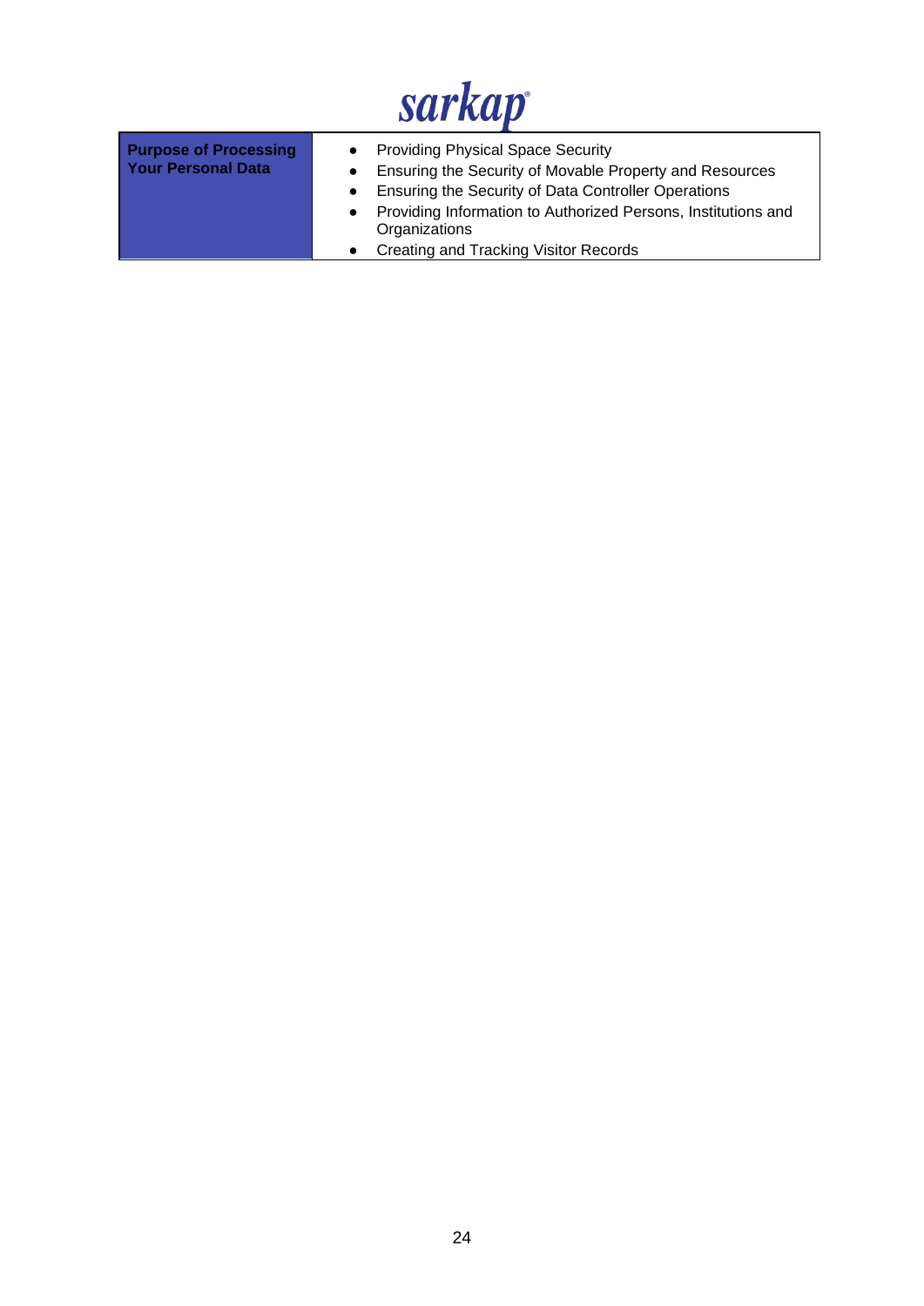| **Purpose of Processing Your Personal Data** | <ul><li>Providing Physical Space Security</li><li>Ensuring the Security of Movable Property and Resources</li><li>Ensuring the Security of Data Controller Operations</li><li>Providing Information to Authorized Persons, Institutions and Organizations</li><li>Creating and Tracking Visitor Records</li></ul> |
|---|---|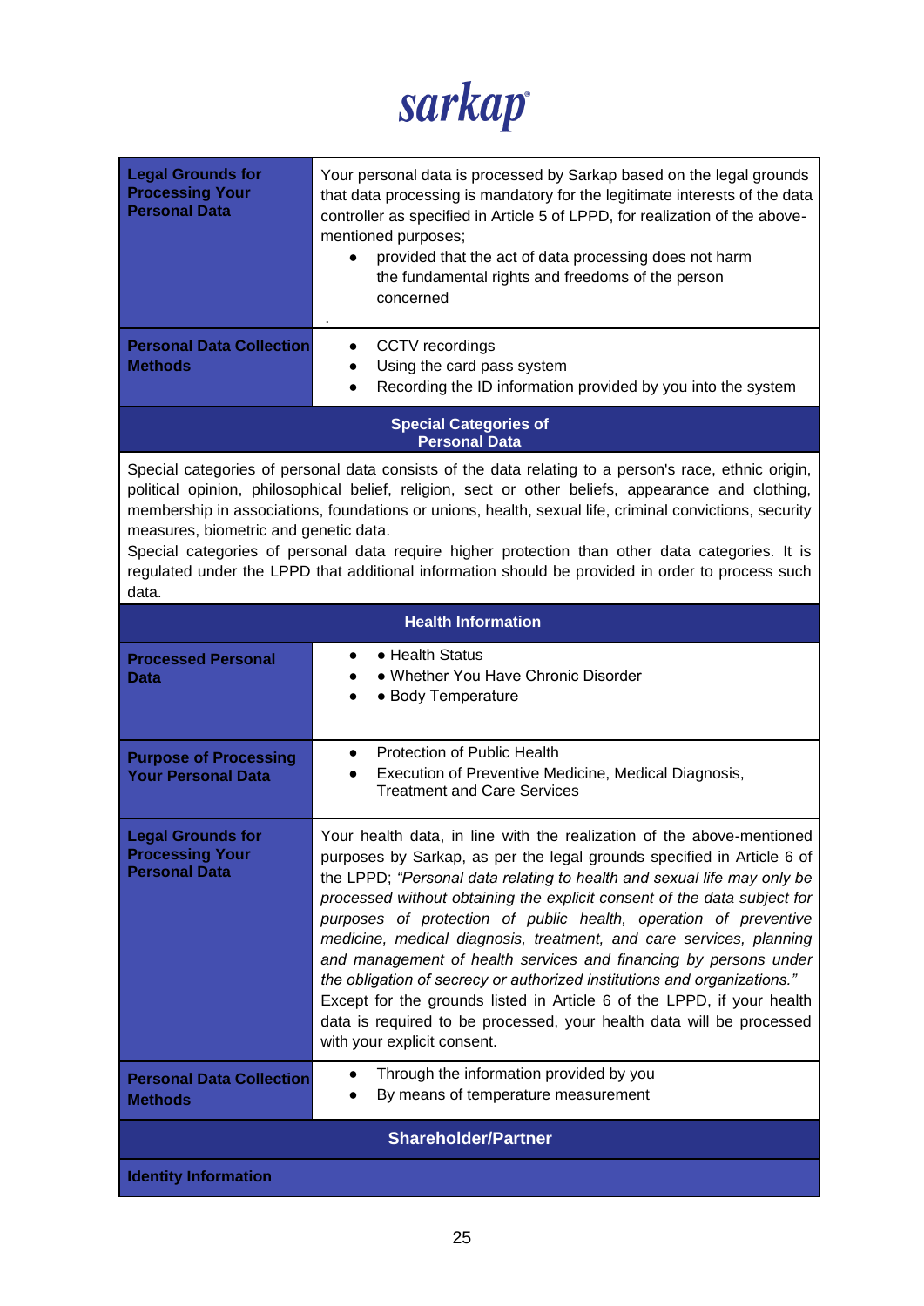| | |
|---|---|
| **Legal Grounds for Processing Your Personal Data** | Your personal data is processed by Sarkap based on the legal grounds that data processing is mandatory for the legitimate interests of the data controller as specified in Article 5 of LPPD, for realization of the above-mentioned purposes;<br>• provided that the act of data processing does not harm the fundamental rights and freedoms of the person concerned<br>. |
| **Personal Data Collection Methods** | • CCTV recordings<br>• Using the card pass system<br>• Recording the ID information provided by you into the system |

**Special Categories of Personal Data**

Special categories of personal data consists of the data relating to a person's race, ethnic origin, political opinion, philosophical belief, religion, sect or other beliefs, appearance and clothing, membership in associations, foundations or unions, health, sexual life, criminal convictions, security measures, biometric and genetic data.
Special categories of personal data require higher protection than other data categories. It is regulated under the LPPD that additional information should be provided in order to process such data.

**Health Information**

| | |
|---|---|
| **Processed Personal Data** | • Health Status<br>• Whether You Have Chronic Disorder<br>• Body Temperature |
| **Purpose of Processing Your Personal Data** | • Protection of Public Health<br>• Execution of Preventive Medicine, Medical Diagnosis, Treatment and Care Services |
| **Legal Grounds for Processing Your Personal Data** | Your health data, in line with the realization of the above-mentioned purposes by Sarkap, as per the legal grounds specified in Article 6 of the LPPD; *"Personal data relating to health and sexual life may only be processed without obtaining the explicit consent of the data subject for purposes of protection of public health, operation of preventive medicine, medical diagnosis, treatment, and care services, planning and management of health services and financing by persons under the obligation of secrecy or authorized institutions and organizations."* Except for the grounds listed in Article 6 of the LPPD, if your health data is required to be processed, your health data will be processed with your explicit consent. |
| **Personal Data Collection Methods** | • Through the information provided by you<br>• By means of temperature measurement |

**Shareholder/Partner**

**Identity Information**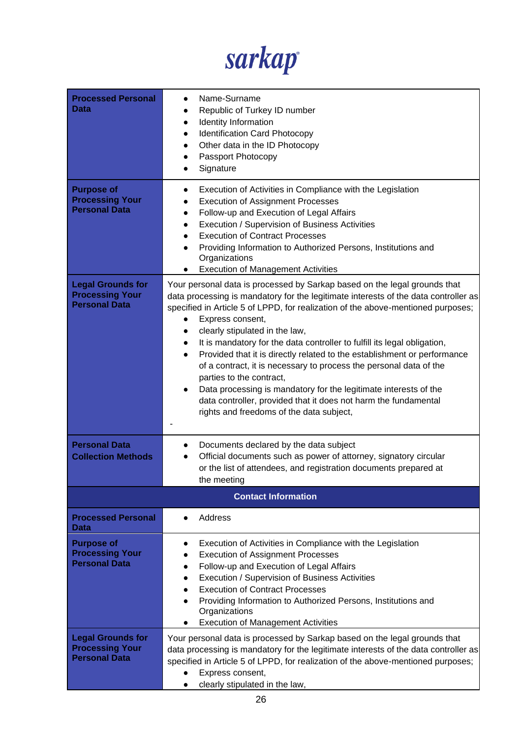| **Processed Personal Data** | • Name-Surname<br>• Republic of Turkey ID number<br>• Identity Information<br>• Identification Card Photocopy<br>• Other data in the ID Photocopy<br>• Passport Photocopy<br>• Signature |
|---|---|
| **Purpose of Processing Your Personal Data** | • Execution of Activities in Compliance with the Legislation<br>• Execution of Assignment Processes<br>• Follow-up and Execution of Legal Affairs<br>• Execution / Supervision of Business Activities<br>• Execution of Contract Processes<br>• Providing Information to Authorized Persons, Institutions and Organizations<br>• Execution of Management Activities |
| **Legal Grounds for Processing Your Personal Data** | Your personal data is processed by Sarkap based on the legal grounds that data processing is mandatory for the legitimate interests of the data controller as specified in Article 5 of LPPD, for realization of the above-mentioned purposes;<br>• Express consent,<br>• clearly stipulated in the law,<br>• It is mandatory for the data controller to fulfill its legal obligation,<br>• Provided that it is directly related to the establishment or performance of a contract, it is necessary to process the personal data of the parties to the contract,<br>• Data processing is mandatory for the legitimate interests of the data controller, provided that it does not harm the fundamental rights and freedoms of the data subject,<br>- |
| **Personal Data Collection Methods** | • Documents declared by the data subject<br>• Official documents such as power of attorney, signatory circular or the list of attendees, and registration documents prepared at the meeting |
| **Contact Information** | |
| **Processed Personal Data** | • Address |
| **Purpose of Processing Your Personal Data** | • Execution of Activities in Compliance with the Legislation<br>• Execution of Assignment Processes<br>• Follow-up and Execution of Legal Affairs<br>• Execution / Supervision of Business Activities<br>• Execution of Contract Processes<br>• Providing Information to Authorized Persons, Institutions and Organizations<br>• Execution of Management Activities |
| **Legal Grounds for Processing Your Personal Data** | Your personal data is processed by Sarkap based on the legal grounds that data processing is mandatory for the legitimate interests of the data controller as specified in Article 5 of LPPD, for realization of the above-mentioned purposes;<br>• Express consent,<br>• clearly stipulated in the law, |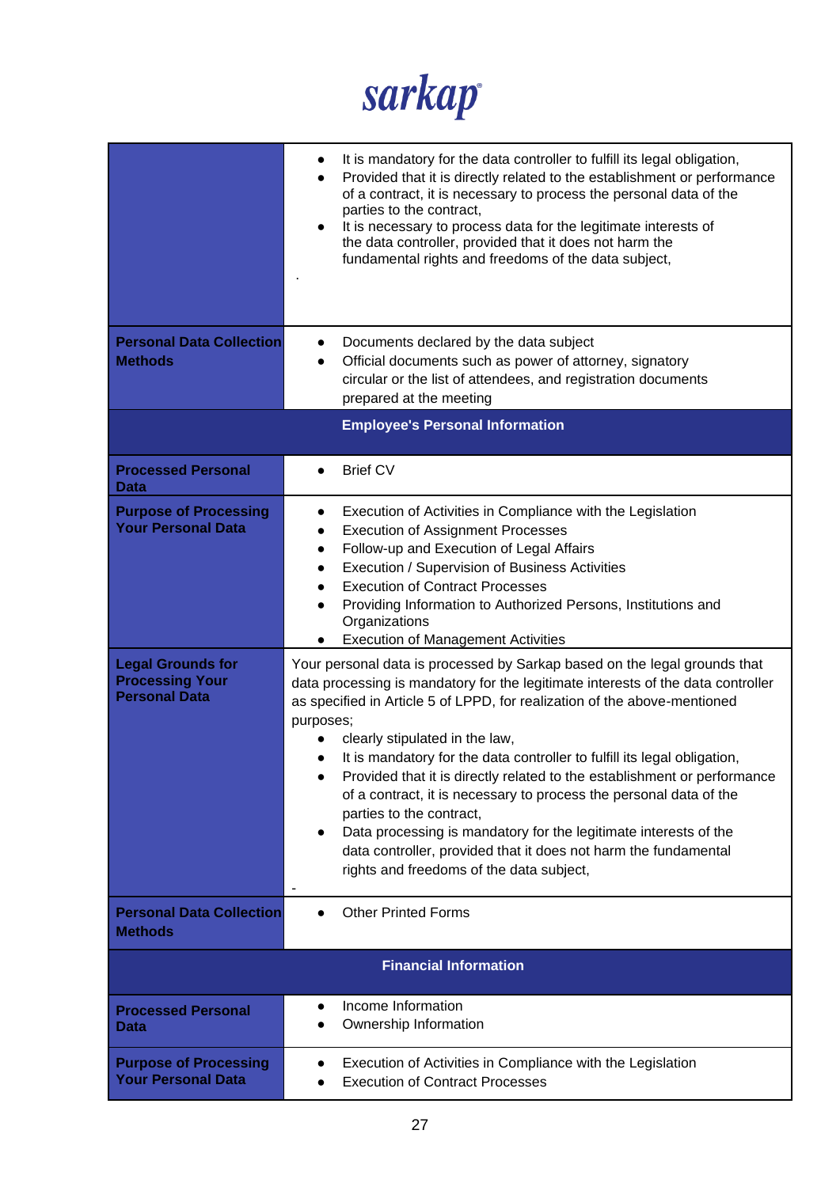| | |
|---|---|
| | • It is mandatory for the data controller to fulfill its legal obligation,<br>• Provided that it is directly related to the establishment or performance of a contract, it is necessary to process the personal data of the parties to the contract,<br>• It is necessary to process data for the legitimate interests of the data controller, provided that it does not harm the fundamental rights and freedoms of the data subject,<br>. |
| **Personal Data Collection Methods** | • Documents declared by the data subject<br>• Official documents such as power of attorney, signatory circular or the list of attendees, and registration documents prepared at the meeting |
| **Employee's Personal Information** | |
| **Processed Personal Data** | • Brief CV |
| **Purpose of Processing Your Personal Data** | • Execution of Activities in Compliance with the Legislation<br>• Execution of Assignment Processes<br>• Follow-up and Execution of Legal Affairs<br>• Execution / Supervision of Business Activities<br>• Execution of Contract Processes<br>• Providing Information to Authorized Persons, Institutions and Organizations<br>• Execution of Management Activities |
| **Legal Grounds for Processing Your Personal Data** | Your personal data is processed by Sarkap based on the legal grounds that data processing is mandatory for the legitimate interests of the data controller as specified in Article 5 of LPPD, for realization of the above-mentioned purposes;<br>• clearly stipulated in the law,<br>• It is mandatory for the data controller to fulfill its legal obligation,<br>• Provided that it is directly related to the establishment or performance of a contract, it is necessary to process the personal data of the parties to the contract,<br>• Data processing is mandatory for the legitimate interests of the data controller, provided that it does not harm the fundamental rights and freedoms of the data subject,<br>- |
| **Personal Data Collection Methods** | • Other Printed Forms |
| **Financial Information** | |
| **Processed Personal Data** | • Income Information<br>• Ownership Information |
| **Purpose of Processing Your Personal Data** | • Execution of Activities in Compliance with the Legislation<br>• Execution of Contract Processes |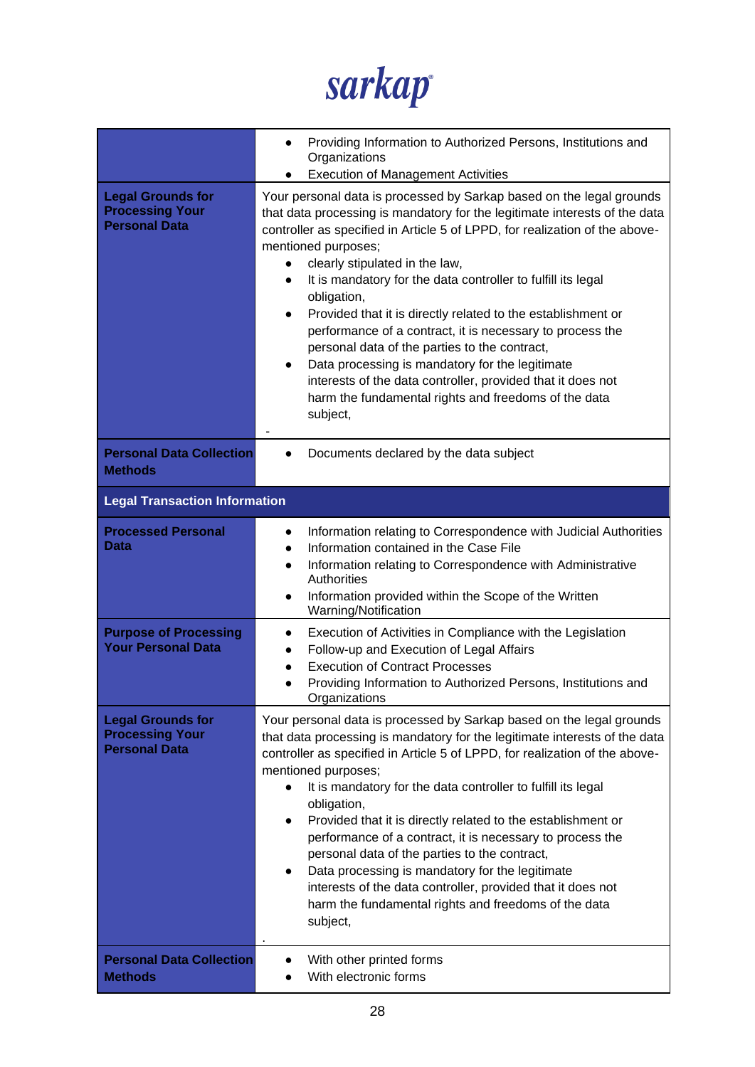| | |
|---|---|
| | • Providing Information to Authorized Persons, Institutions and Organizations<br>• Execution of Management Activities |
| **Legal Grounds for Processing Your Personal Data** | Your personal data is processed by Sarkap based on the legal grounds that data processing is mandatory for the legitimate interests of the data controller as specified in Article 5 of LPPD, for realization of the above-mentioned purposes;<br>• clearly stipulated in the law,<br>• It is mandatory for the data controller to fulfill its legal obligation,<br>• Provided that it is directly related to the establishment or performance of a contract, it is necessary to process the personal data of the parties to the contract,<br>• Data processing is mandatory for the legitimate interests of the data controller, provided that it does not harm the fundamental rights and freedoms of the data subject,<br>- |
| **Personal Data Collection Methods** | • Documents declared by the data subject |
| **Legal Transaction Information** | |
| **Processed Personal Data** | • Information relating to Correspondence with Judicial Authorities<br>• Information contained in the Case File<br>• Information relating to Correspondence with Administrative Authorities<br>• Information provided within the Scope of the Written Warning/Notification |
| **Purpose of Processing Your Personal Data** | • Execution of Activities in Compliance with the Legislation<br>• Follow-up and Execution of Legal Affairs<br>• Execution of Contract Processes<br>• Providing Information to Authorized Persons, Institutions and Organizations |
| **Legal Grounds for Processing Your Personal Data** | Your personal data is processed by Sarkap based on the legal grounds that data processing is mandatory for the legitimate interests of the data controller as specified in Article 5 of LPPD, for realization of the above-mentioned purposes;<br>• It is mandatory for the data controller to fulfill its legal obligation,<br>• Provided that it is directly related to the establishment or performance of a contract, it is necessary to process the personal data of the parties to the contract,<br>• Data processing is mandatory for the legitimate interests of the data controller, provided that it does not harm the fundamental rights and freedoms of the data subject,<br>. |
| **Personal Data Collection Methods** | • With other printed forms<br>• With electronic forms |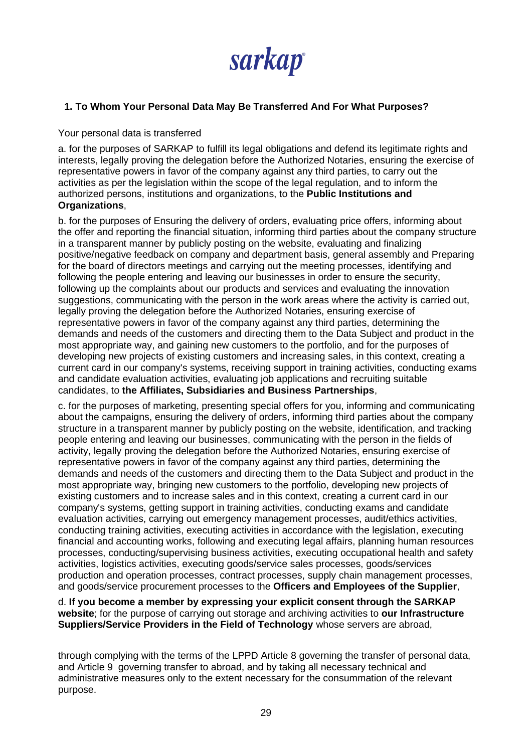## 1. To Whom Your Personal Data May Be Transferred And For What Purposes?

Your personal data is transferred

a. for the purposes of SARKAP to fulfill its legal obligations and defend its legitimate rights and interests, legally proving the delegation before the Authorized Notaries, ensuring the exercise of representative powers in favor of the company against any third parties, to carry out the activities as per the legislation within the scope of the legal regulation, and to inform the authorized persons, institutions and organizations, to the **Public Institutions and Organizations**,

b. for the purposes of Ensuring the delivery of orders, evaluating price offers, informing about the offer and reporting the financial situation, informing third parties about the company structure in a transparent manner by publicly posting on the website, evaluating and finalizing positive/negative feedback on company and department basis, general assembly and Preparing for the board of directors meetings and carrying out the meeting processes, identifying and following the people entering and leaving our businesses in order to ensure the security, following up the complaints about our products and services and evaluating the innovation suggestions, communicating with the person in the work areas where the activity is carried out, legally proving the delegation before the Authorized Notaries, ensuring exercise of representative powers in favor of the company against any third parties, determining the demands and needs of the customers and directing them to the Data Subject and product in the most appropriate way, and gaining new customers to the portfolio, and for the purposes of developing new projects of existing customers and increasing sales, in this context, creating a current card in our company's systems, receiving support in training activities, conducting exams and candidate evaluation activities, evaluating job applications and recruiting suitable candidates, to **the Affiliates, Subsidiaries and Business Partnerships**,

c. for the purposes of marketing, presenting special offers for you, informing and communicating about the campaigns, ensuring the delivery of orders, informing third parties about the company structure in a transparent manner by publicly posting on the website, identification, and tracking people entering and leaving our businesses, communicating with the person in the fields of activity, legally proving the delegation before the Authorized Notaries, ensuring exercise of representative powers in favor of the company against any third parties, determining the demands and needs of the customers and directing them to the Data Subject and product in the most appropriate way, bringing new customers to the portfolio, developing new projects of existing customers and to increase sales and in this context, creating a current card in our company's systems, getting support in training activities, conducting exams and candidate evaluation activities, carrying out emergency management processes, audit/ethics activities, conducting training activities, executing activities in accordance with the legislation, executing financial and accounting works, following and executing legal affairs, planning human resources processes, conducting/supervising business activities, executing occupational health and safety activities, logistics activities, executing goods/service sales processes, goods/services production and operation processes, contract processes, supply chain management processes, and goods/service procurement processes to the **Officers and Employees of the Supplier**,

d. **If you become a member by expressing your explicit consent through the SARKAP website**; for the purpose of carrying out storage and archiving activities to **our Infrastructure Suppliers/Service Providers in the Field of Technology** whose servers are abroad,

through complying with the terms of the LPPD Article 8 governing the transfer of personal data, and Article 9 governing transfer to abroad, and by taking all necessary technical and administrative measures only to the extent necessary for the consummation of the relevant purpose.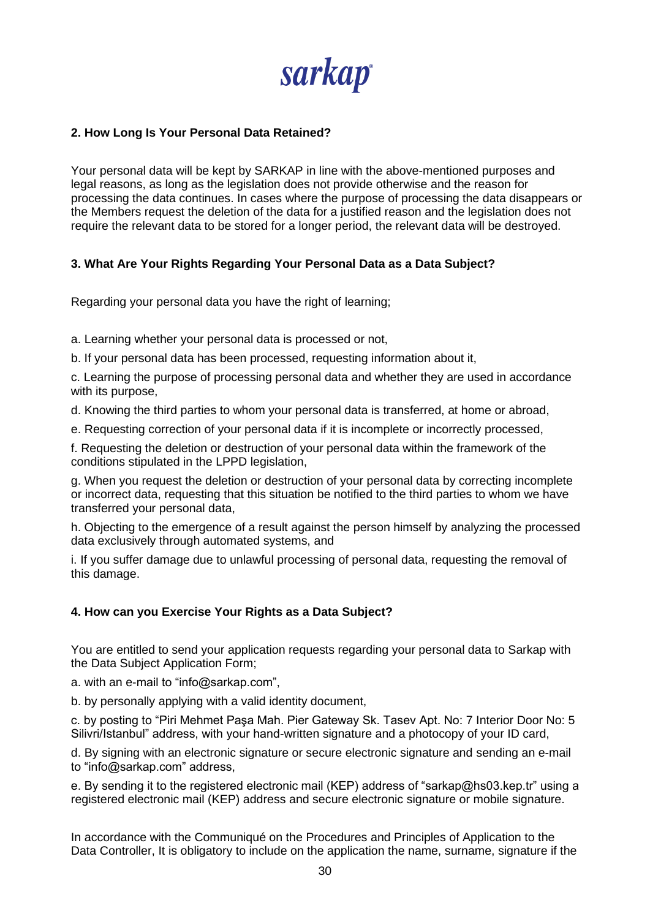## 2. How Long Is Your Personal Data Retained?

Your personal data will be kept by SARKAP in line with the above-mentioned purposes and legal reasons, as long as the legislation does not provide otherwise and the reason for processing the data continues. In cases where the purpose of processing the data disappears or the Members request the deletion of the data for a justified reason and the legislation does not require the relevant data to be stored for a longer period, the relevant data will be destroyed.

## 3. What Are Your Rights Regarding Your Personal Data as a Data Subject?

Regarding your personal data you have the right of learning;

a. Learning whether your personal data is processed or not,

b. If your personal data has been processed, requesting information about it,

c. Learning the purpose of processing personal data and whether they are used in accordance with its purpose,

d. Knowing the third parties to whom your personal data is transferred, at home or abroad,

e. Requesting correction of your personal data if it is incomplete or incorrectly processed,

f. Requesting the deletion or destruction of your personal data within the framework of the conditions stipulated in the LPPD legislation,

g. When you request the deletion or destruction of your personal data by correcting incomplete or incorrect data, requesting that this situation be notified to the third parties to whom we have transferred your personal data,

h. Objecting to the emergence of a result against the person himself by analyzing the processed data exclusively through automated systems, and

i. If you suffer damage due to unlawful processing of personal data, requesting the removal of this damage.

## 4. How can you Exercise Your Rights as a Data Subject?

You are entitled to send your application requests regarding your personal data to Sarkap with the Data Subject Application Form;

a. with an e-mail to "info@sarkap.com",

b. by personally applying with a valid identity document,

c. by posting to "Piri Mehmet Paşa Mah. Pier Gateway Sk. Tasev Apt. No: 7 Interior Door No: 5 Silivri/Istanbul" address, with your hand-written signature and a photocopy of your ID card,

d. By signing with an electronic signature or secure electronic signature and sending an e-mail to "info@sarkap.com" address,

e. By sending it to the registered electronic mail (KEP) address of "sarkap@hs03.kep.tr" using a registered electronic mail (KEP) address and secure electronic signature or mobile signature.

In accordance with the Communiqué on the Procedures and Principles of Application to the Data Controller, It is obligatory to include on the application the name, surname, signature if the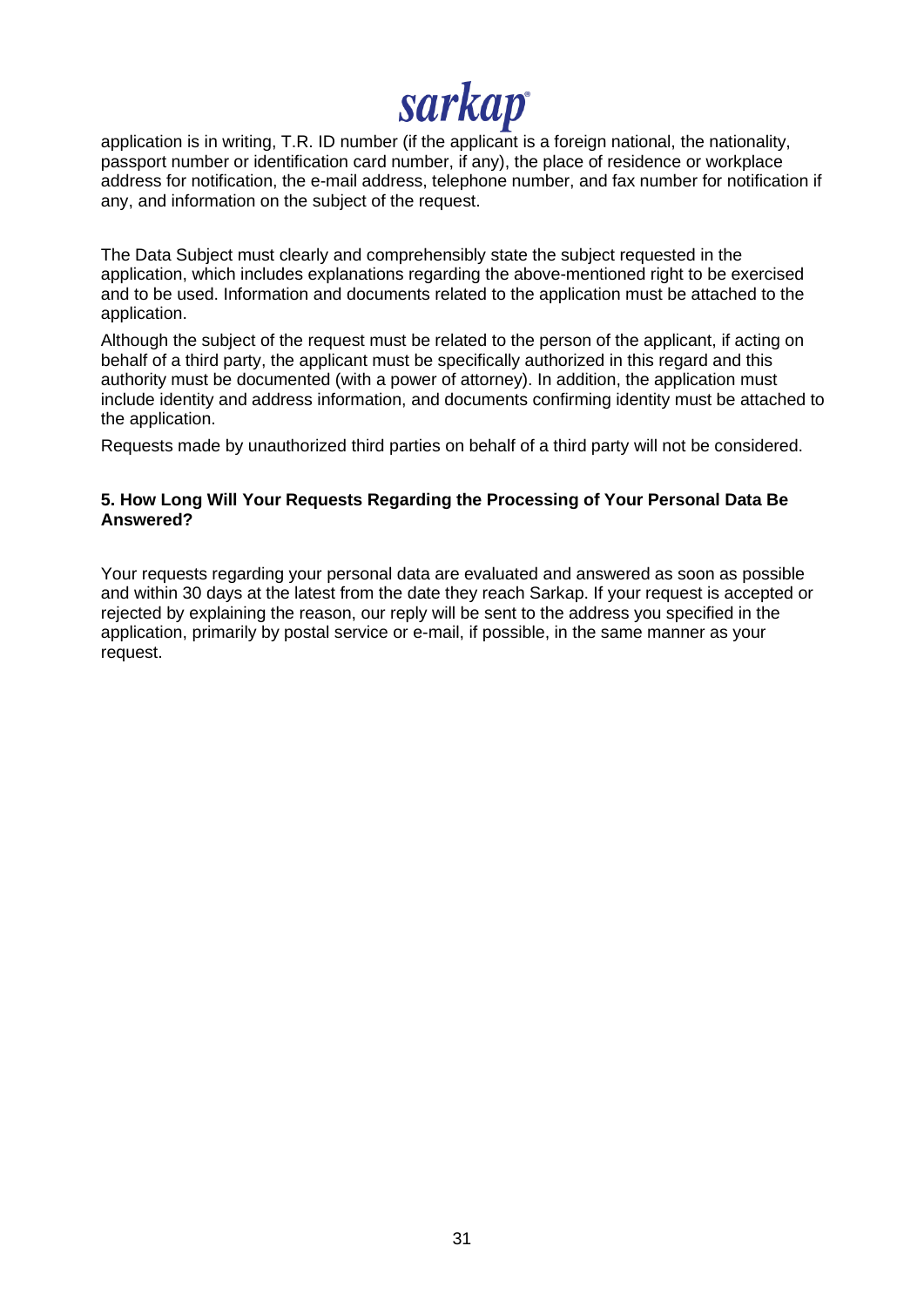application is in writing, T.R. ID number (if the applicant is a foreign national, the nationality, passport number or identification card number, if any), the place of residence or workplace address for notification, the e-mail address, telephone number, and fax number for notification if any, and information on the subject of the request.

The Data Subject must clearly and comprehensibly state the subject requested in the application, which includes explanations regarding the above-mentioned right to be exercised and to be used. Information and documents related to the application must be attached to the application.

Although the subject of the request must be related to the person of the applicant, if acting on behalf of a third party, the applicant must be specifically authorized in this regard and this authority must be documented (with a power of attorney). In addition, the application must include identity and address information, and documents confirming identity must be attached to the application.

Requests made by unauthorized third parties on behalf of a third party will not be considered.

**5. How Long Will Your Requests Regarding the Processing of Your Personal Data Be Answered?**

Your requests regarding your personal data are evaluated and answered as soon as possible and within 30 days at the latest from the date they reach Sarkap. If your request is accepted or rejected by explaining the reason, our reply will be sent to the address you specified in the application, primarily by postal service or e-mail, if possible, in the same manner as your request.